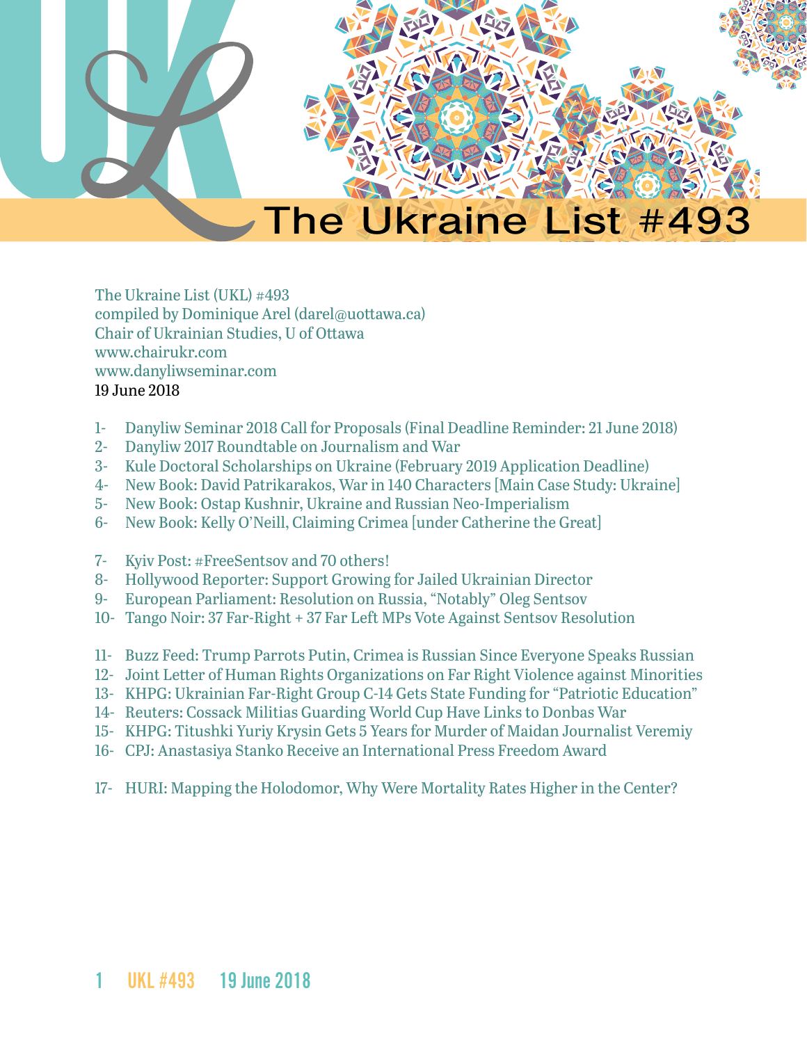# The Ukraine List #493

The Ukraine List (UKL) #493
compiled by Dominique Arel (darel@uottawa.ca)
Chair of Ukrainian Studies, U of Ottawa
www.chairukr.com
www.danyliwseminar.com
19 June 2018

1- Danyliw Seminar 2018 Call for Proposals (Final Deadline Reminder: 21 June 2018)
2- Danyliw 2017 Roundtable on Journalism and War
3- Kule Doctoral Scholarships on Ukraine (February 2019 Application Deadline)
4- New Book: David Patrikarakos, War in 140 Characters [Main Case Study: Ukraine]
5- New Book: Ostap Kushnir, Ukraine and Russian Neo-Imperialism
6- New Book: Kelly O'Neill, Claiming Crimea [under Catherine the Great]

7- Kyiv Post: #FreeSentsov and 70 others!
8- Hollywood Reporter: Support Growing for Jailed Ukrainian Director
9- European Parliament: Resolution on Russia, "Notably" Oleg Sentsov
10- Tango Noir: 37 Far-Right + 37 Far Left MPs Vote Against Sentsov Resolution

11- Buzz Feed: Trump Parrots Putin, Crimea is Russian Since Everyone Speaks Russian
12- Joint Letter of Human Rights Organizations on Far Right Violence against Minorities
13- KHPG: Ukrainian Far-Right Group C-14 Gets State Funding for "Patriotic Education"
14- Reuters: Cossack Militias Guarding World Cup Have Links to Donbas War
15- KHPG: Titushki Yuriy Krysin Gets 5 Years for Murder of Maidan Journalist Veremiy
16- CPJ: Anastasiya Stanko Receive an International Press Freedom Award

17- HURI: Mapping the Holodomor, Why Were Mortality Rates Higher in the Center?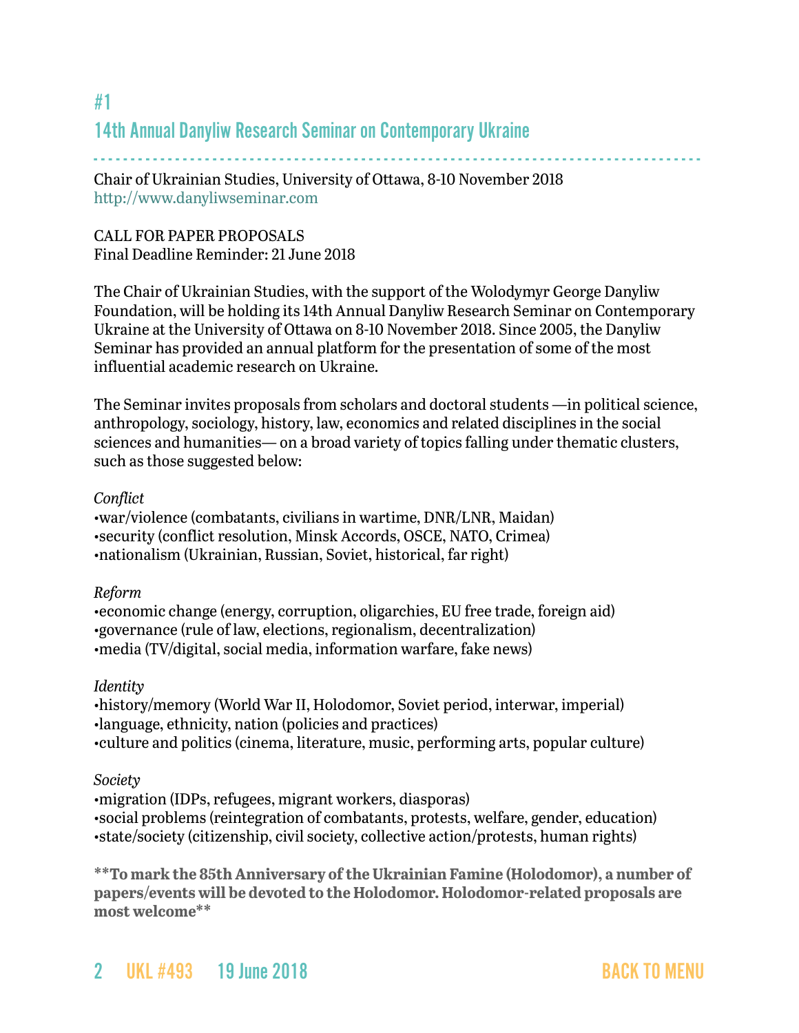## #1

## 14th Annual Danyliw Research Seminar on Contemporary Ukraine

Chair of Ukrainian Studies, University of Ottawa, 8-10 November 2018
http://www.danyliwseminar.com

CALL FOR PAPER PROPOSALS
Final Deadline Reminder: 21 June 2018

The Chair of Ukrainian Studies, with the support of the Wolodymyr George Danyliw Foundation, will be holding its 14th Annual Danyliw Research Seminar on Contemporary Ukraine at the University of Ottawa on 8-10 November 2018. Since 2005, the Danyliw Seminar has provided an annual platform for the presentation of some of the most influential academic research on Ukraine.

The Seminar invites proposals from scholars and doctoral students —in political science, anthropology, sociology, history, law, economics and related disciplines in the social sciences and humanities— on a broad variety of topics falling under thematic clusters, such as those suggested below:

*Conflict*

- war/violence (combatants, civilians in wartime, DNR/LNR, Maidan)
- security (conflict resolution, Minsk Accords, OSCE, NATO, Crimea)
- nationalism (Ukrainian, Russian, Soviet, historical, far right)

*Reform*

- economic change (energy, corruption, oligarchies, EU free trade, foreign aid)
- governance (rule of law, elections, regionalism, decentralization)
- media (TV/digital, social media, information warfare, fake news)

*Identity*

- history/memory (World War II, Holodomor, Soviet period, interwar, imperial)
- language, ethnicity, nation (policies and practices)
- culture and politics (cinema, literature, music, performing arts, popular culture)

*Society*

- migration (IDPs, refugees, migrant workers, diasporas)
- social problems (reintegration of combatants, protests, welfare, gender, education)
- state/society (citizenship, civil society, collective action/protests, human rights)

**\*\*To mark the 85th Anniversary of the Ukrainian Famine (Holodomor), a number of papers/events will be devoted to the Holodomor. Holodomor-related proposals are most welcome\*\***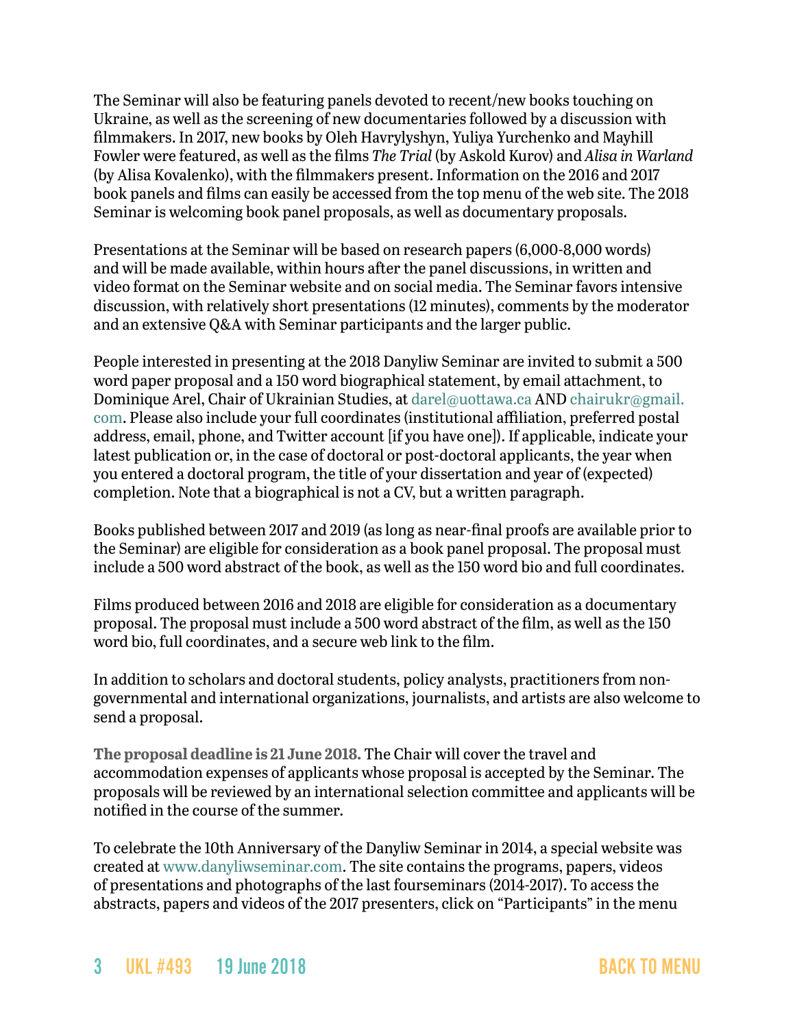The Seminar will also be featuring panels devoted to recent/new books touching on Ukraine, as well as the screening of new documentaries followed by a discussion with filmmakers. In 2017, new books by Oleh Havrylyshyn, Yuliya Yurchenko and Mayhill Fowler were featured, as well as the films *The Trial* (by Askold Kurov) and *Alisa in Warland* (by Alisa Kovalenko), with the filmmakers present. Information on the 2016 and 2017 book panels and films can easily be accessed from the top menu of the web site. The 2018 Seminar is welcoming book panel proposals, as well as documentary proposals.

Presentations at the Seminar will be based on research papers (6,000-8,000 words) and will be made available, within hours after the panel discussions, in written and video format on the Seminar website and on social media. The Seminar favors intensive discussion, with relatively short presentations (12 minutes), comments by the moderator and an extensive Q&A with Seminar participants and the larger public.

People interested in presenting at the 2018 Danyliw Seminar are invited to submit a 500 word paper proposal and a 150 word biographical statement, by email attachment, to Dominique Arel, Chair of Ukrainian Studies, at darel@uottawa.ca AND chairukr@gmail.com. Please also include your full coordinates (institutional affiliation, preferred postal address, email, phone, and Twitter account [if you have one]). If applicable, indicate your latest publication or, in the case of doctoral or post-doctoral applicants, the year when you entered a doctoral program, the title of your dissertation and year of (expected) completion. Note that a biographical is not a CV, but a written paragraph.

Books published between 2017 and 2019 (as long as near-final proofs are available prior to the Seminar) are eligible for consideration as a book panel proposal. The proposal must include a 500 word abstract of the book, as well as the 150 word bio and full coordinates.

Films produced between 2016 and 2018 are eligible for consideration as a documentary proposal. The proposal must include a 500 word abstract of the film, as well as the 150 word bio, full coordinates, and a secure web link to the film.

In addition to scholars and doctoral students, policy analysts, practitioners from non-governmental and international organizations, journalists, and artists are also welcome to send a proposal.

**The proposal deadline is 21 June 2018.** The Chair will cover the travel and accommodation expenses of applicants whose proposal is accepted by the Seminar. The proposals will be reviewed by an international selection committee and applicants will be notified in the course of the summer.

To celebrate the 10th Anniversary of the Danyliw Seminar in 2014, a special website was created at www.danyliwseminar.com. The site contains the programs, papers, videos of presentations and photographs of the last fourseminars (2014-2017). To access the abstracts, papers and videos of the 2017 presenters, click on "Participants" in the menu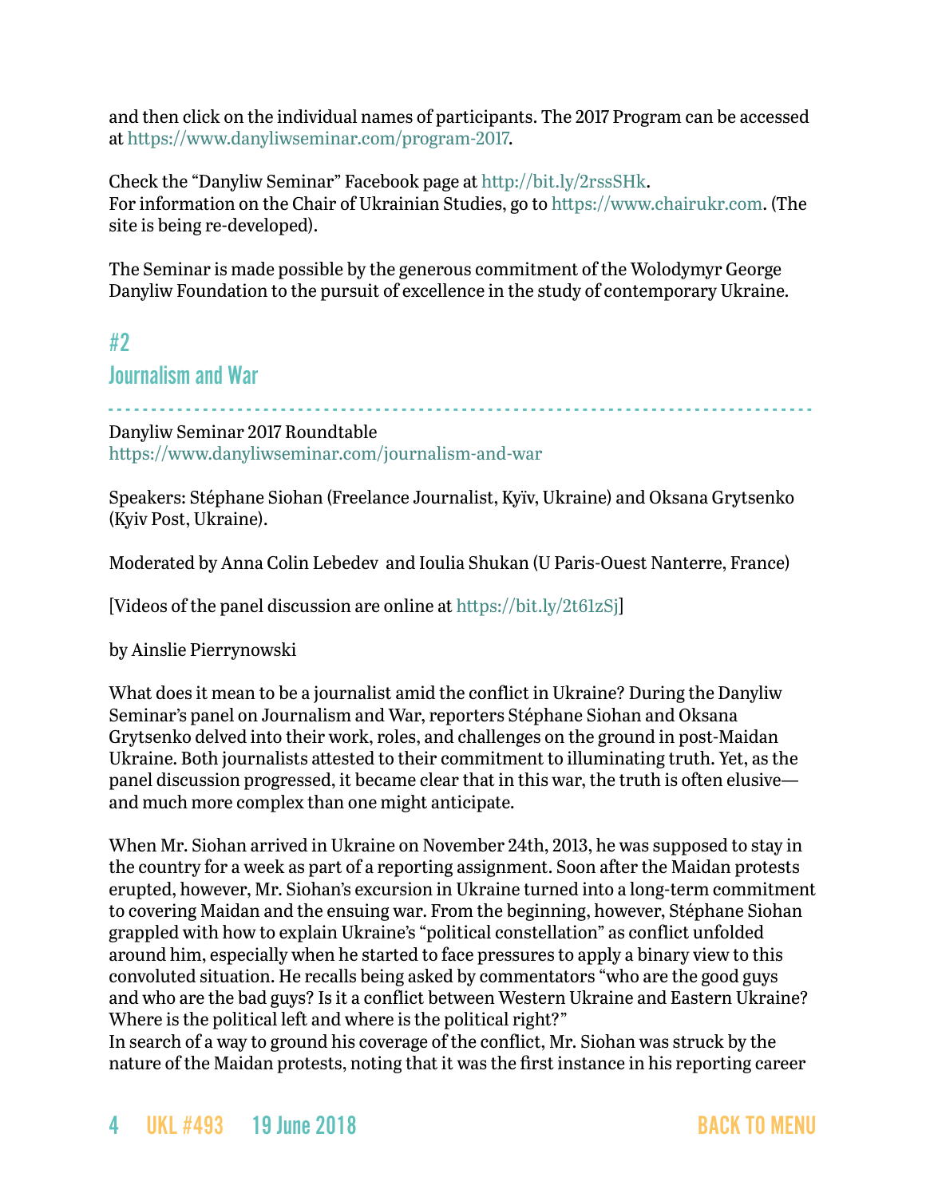and then click on the individual names of participants. The 2017 Program can be accessed at https://www.danyliwseminar.com/program-2017.

Check the "Danyliw Seminar" Facebook page at http://bit.ly/2rssSHk.
For information on the Chair of Ukrainian Studies, go to https://www.chairukr.com. (The site is being re-developed).

The Seminar is made possible by the generous commitment of the Wolodymyr George Danyliw Foundation to the pursuit of excellence in the study of contemporary Ukraine.

## #2

## Journalism and War

Danyliw Seminar 2017 Roundtable
https://www.danyliwseminar.com/journalism-and-war

Speakers: Stéphane Siohan (Freelance Journalist, Kyïv, Ukraine) and Oksana Grytsenko (Kyiv Post, Ukraine).

Moderated by Anna Colin Lebedev and Ioulia Shukan (U Paris-Ouest Nanterre, France)

[Videos of the panel discussion are online at https://bit.ly/2t61zSj]

by Ainslie Pierrynowski

What does it mean to be a journalist amid the conflict in Ukraine? During the Danyliw Seminar's panel on Journalism and War, reporters Stéphane Siohan and Oksana Grytsenko delved into their work, roles, and challenges on the ground in post-Maidan Ukraine. Both journalists attested to their commitment to illuminating truth. Yet, as the panel discussion progressed, it became clear that in this war, the truth is often elusive—and much more complex than one might anticipate.

When Mr. Siohan arrived in Ukraine on November 24th, 2013, he was supposed to stay in the country for a week as part of a reporting assignment. Soon after the Maidan protests erupted, however, Mr. Siohan's excursion in Ukraine turned into a long-term commitment to covering Maidan and the ensuing war. From the beginning, however, Stéphane Siohan grappled with how to explain Ukraine's "political constellation" as conflict unfolded around him, especially when he started to face pressures to apply a binary view to this convoluted situation. He recalls being asked by commentators "who are the good guys and who are the bad guys? Is it a conflict between Western Ukraine and Eastern Ukraine? Where is the political left and where is the political right?"
In search of a way to ground his coverage of the conflict, Mr. Siohan was struck by the nature of the Maidan protests, noting that it was the first instance in his reporting career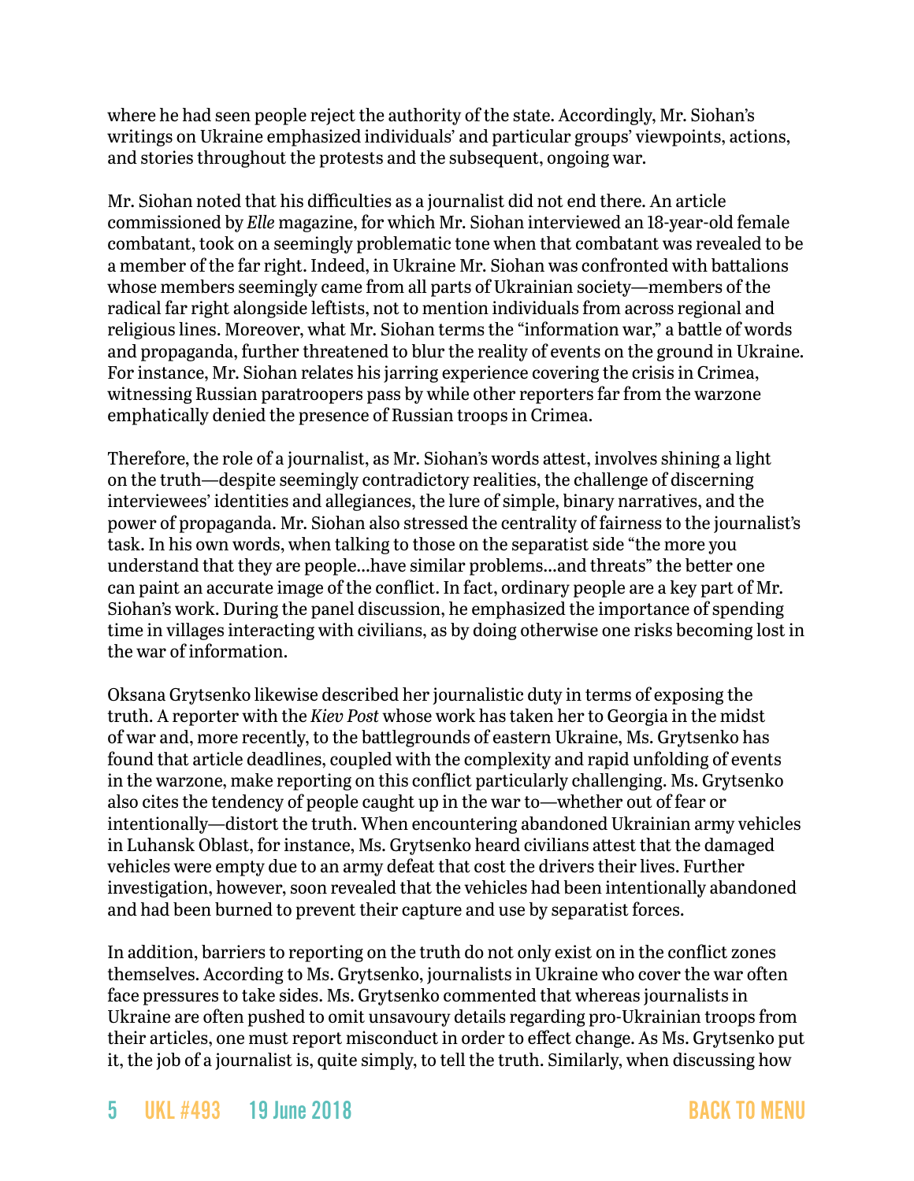where he had seen people reject the authority of the state. Accordingly, Mr. Siohan's writings on Ukraine emphasized individuals' and particular groups' viewpoints, actions, and stories throughout the protests and the subsequent, ongoing war.

Mr. Siohan noted that his difficulties as a journalist did not end there. An article commissioned by *Elle* magazine, for which Mr. Siohan interviewed an 18-year-old female combatant, took on a seemingly problematic tone when that combatant was revealed to be a member of the far right. Indeed, in Ukraine Mr. Siohan was confronted with battalions whose members seemingly came from all parts of Ukrainian society—members of the radical far right alongside leftists, not to mention individuals from across regional and religious lines. Moreover, what Mr. Siohan terms the "information war," a battle of words and propaganda, further threatened to blur the reality of events on the ground in Ukraine. For instance, Mr. Siohan relates his jarring experience covering the crisis in Crimea, witnessing Russian paratroopers pass by while other reporters far from the warzone emphatically denied the presence of Russian troops in Crimea.

Therefore, the role of a journalist, as Mr. Siohan's words attest, involves shining a light on the truth—despite seemingly contradictory realities, the challenge of discerning interviewees' identities and allegiances, the lure of simple, binary narratives, and the power of propaganda. Mr. Siohan also stressed the centrality of fairness to the journalist's task. In his own words, when talking to those on the separatist side "the more you understand that they are people…have similar problems…and threats" the better one can paint an accurate image of the conflict. In fact, ordinary people are a key part of Mr. Siohan's work. During the panel discussion, he emphasized the importance of spending time in villages interacting with civilians, as by doing otherwise one risks becoming lost in the war of information.

Oksana Grytsenko likewise described her journalistic duty in terms of exposing the truth. A reporter with the *Kiev Post* whose work has taken her to Georgia in the midst of war and, more recently, to the battlegrounds of eastern Ukraine, Ms. Grytsenko has found that article deadlines, coupled with the complexity and rapid unfolding of events in the warzone, make reporting on this conflict particularly challenging. Ms. Grytsenko also cites the tendency of people caught up in the war to—whether out of fear or intentionally—distort the truth. When encountering abandoned Ukrainian army vehicles in Luhansk Oblast, for instance, Ms. Grytsenko heard civilians attest that the damaged vehicles were empty due to an army defeat that cost the drivers their lives. Further investigation, however, soon revealed that the vehicles had been intentionally abandoned and had been burned to prevent their capture and use by separatist forces.

In addition, barriers to reporting on the truth do not only exist on in the conflict zones themselves. According to Ms. Grytsenko, journalists in Ukraine who cover the war often face pressures to take sides. Ms. Grytsenko commented that whereas journalists in Ukraine are often pushed to omit unsavoury details regarding pro-Ukrainian troops from their articles, one must report misconduct in order to effect change. As Ms. Grytsenko put it, the job of a journalist is, quite simply, to tell the truth. Similarly, when discussing how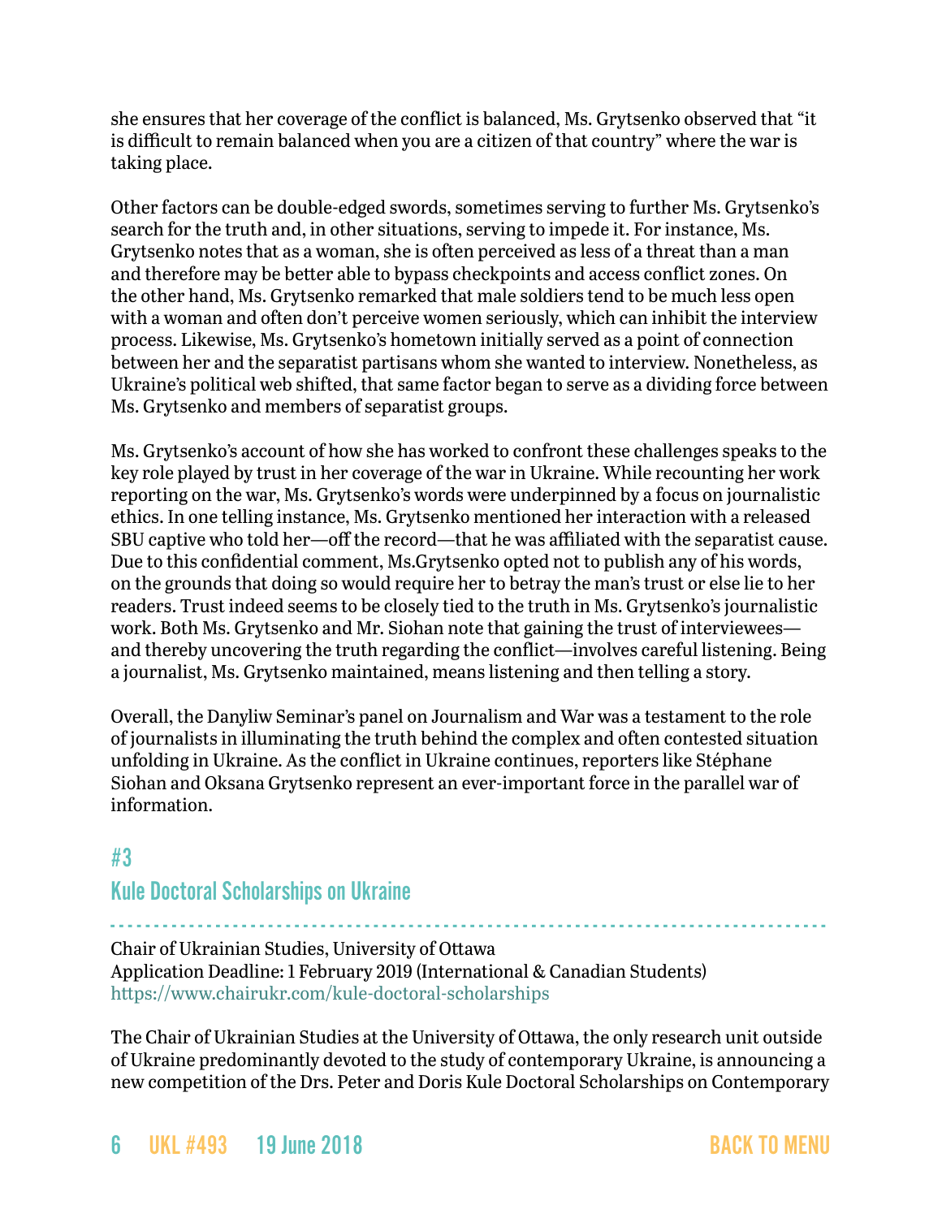she ensures that her coverage of the conflict is balanced, Ms. Grytsenko observed that “it is difficult to remain balanced when you are a citizen of that country” where the war is taking place.

Other factors can be double-edged swords, sometimes serving to further Ms. Grytsenko’s search for the truth and, in other situations, serving to impede it. For instance, Ms. Grytsenko notes that as a woman, she is often perceived as less of a threat than a man and therefore may be better able to bypass checkpoints and access conflict zones. On the other hand, Ms. Grytsenko remarked that male soldiers tend to be much less open with a woman and often don’t perceive women seriously, which can inhibit the interview process. Likewise, Ms. Grytsenko’s hometown initially served as a point of connection between her and the separatist partisans whom she wanted to interview. Nonetheless, as Ukraine’s political web shifted, that same factor began to serve as a dividing force between Ms. Grytsenko and members of separatist groups.

Ms. Grytsenko’s account of how she has worked to confront these challenges speaks to the key role played by trust in her coverage of the war in Ukraine. While recounting her work reporting on the war, Ms. Grytsenko’s words were underpinned by a focus on journalistic ethics. In one telling instance, Ms. Grytsenko mentioned her interaction with a released SBU captive who told her—off the record—that he was affiliated with the separatist cause. Due to this confidential comment, Ms.Grytsenko opted not to publish any of his words, on the grounds that doing so would require her to betray the man’s trust or else lie to her readers. Trust indeed seems to be closely tied to the truth in Ms. Grytsenko’s journalistic work. Both Ms. Grytsenko and Mr. Siohan note that gaining the trust of interviewees—and thereby uncovering the truth regarding the conflict—involves careful listening. Being a journalist, Ms. Grytsenko maintained, means listening and then telling a story.

Overall, the Danyliw Seminar’s panel on Journalism and War was a testament to the role of journalists in illuminating the truth behind the complex and often contested situation unfolding in Ukraine. As the conflict in Ukraine continues, reporters like Stéphane Siohan and Oksana Grytsenko represent an ever-important force in the parallel war of information.

## #3
## Kule Doctoral Scholarships on Ukraine

Chair of Ukrainian Studies, University of Ottawa
Application Deadline: 1 February 2019 (International & Canadian Students)
https://www.chairukr.com/kule-doctoral-scholarships

The Chair of Ukrainian Studies at the University of Ottawa, the only research unit outside of Ukraine predominantly devoted to the study of contemporary Ukraine, is announcing a new competition of the Drs. Peter and Doris Kule Doctoral Scholarships on Contemporary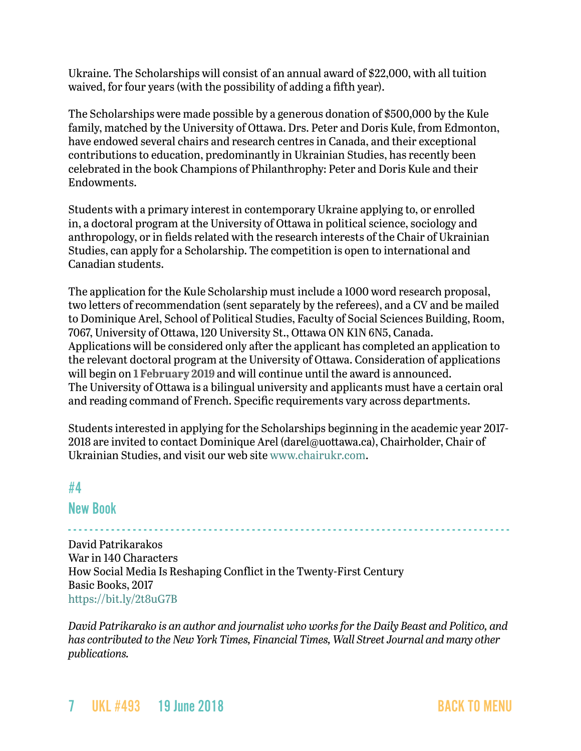Ukraine. The Scholarships will consist of an annual award of $22,000, with all tuition waived, for four years (with the possibility of adding a fifth year).

The Scholarships were made possible by a generous donation of $500,000 by the Kule family, matched by the University of Ottawa. Drs. Peter and Doris Kule, from Edmonton, have endowed several chairs and research centres in Canada, and their exceptional contributions to education, predominantly in Ukrainian Studies, has recently been celebrated in the book Champions of Philanthrophy: Peter and Doris Kule and their Endowments.

Students with a primary interest in contemporary Ukraine applying to, or enrolled in, a doctoral program at the University of Ottawa in political science, sociology and anthropology, or in fields related with the research interests of the Chair of Ukrainian Studies, can apply for a Scholarship. The competition is open to international and Canadian students.

The application for the Kule Scholarship must include a 1000 word research proposal, two letters of recommendation (sent separately by the referees), and a CV and be mailed to Dominique Arel, School of Political Studies, Faculty of Social Sciences Building, Room, 7067, University of Ottawa, 120 University St., Ottawa ON K1N 6N5, Canada. Applications will be considered only after the applicant has completed an application to the relevant doctoral program at the University of Ottawa. Consideration of applications will begin on **1 February 2019** and will continue until the award is announced. The University of Ottawa is a bilingual university and applicants must have a certain oral and reading command of French. Specific requirements vary across departments.

Students interested in applying for the Scholarships beginning in the academic year 2017-2018 are invited to contact Dominique Arel (darel@uottawa.ca), Chairholder, Chair of Ukrainian Studies, and visit our web site www.chairukr.com.

## #4
## New Book

David Patrikarakos
War in 140 Characters
How Social Media Is Reshaping Conflict in the Twenty-First Century
Basic Books, 2017
https://bit.ly/2t8uG7B

*David Patrikarako is an author and journalist who works for the Daily Beast and Politico, and has contributed to the New York Times, Financial Times, Wall Street Journal and many other publications.*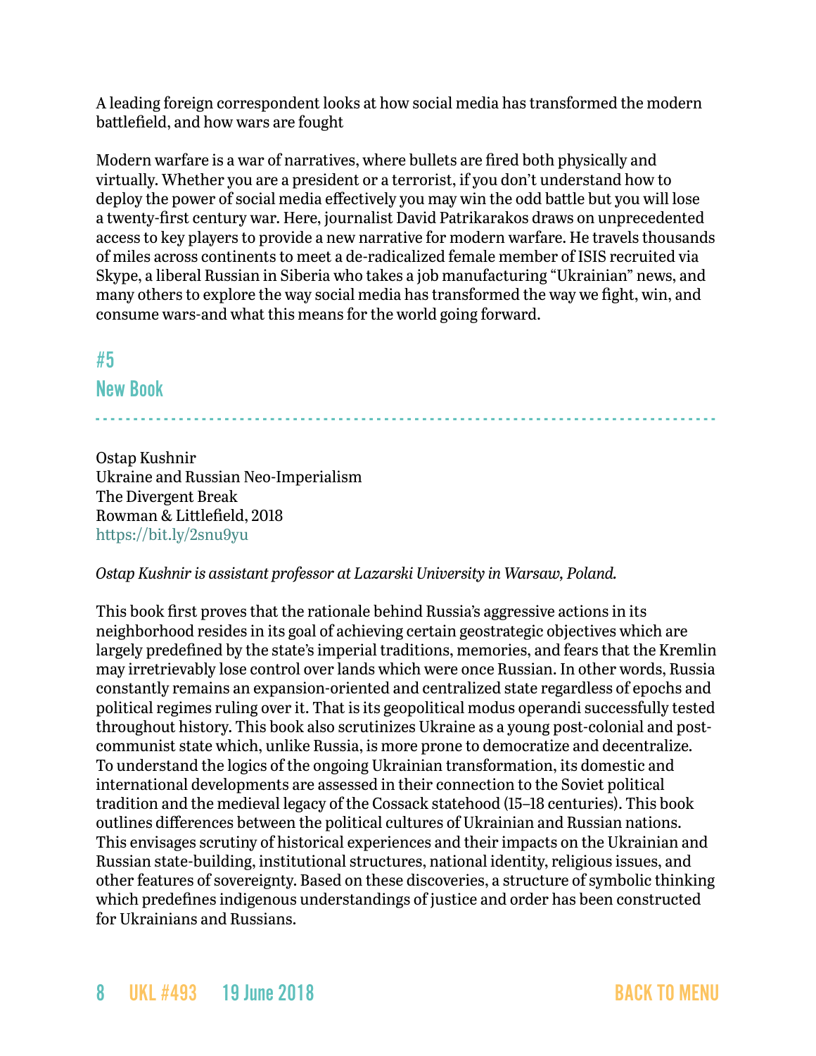A leading foreign correspondent looks at how social media has transformed the modern battlefield, and how wars are fought

Modern warfare is a war of narratives, where bullets are fired both physically and virtually. Whether you are a president or a terrorist, if you don't understand how to deploy the power of social media effectively you may win the odd battle but you will lose a twenty-first century war. Here, journalist David Patrikarakos draws on unprecedented access to key players to provide a new narrative for modern warfare. He travels thousands of miles across continents to meet a de-radicalized female member of ISIS recruited via Skype, a liberal Russian in Siberia who takes a job manufacturing "Ukrainian" news, and many others to explore the way social media has transformed the way we fight, win, and consume wars-and what this means for the world going forward.

## #5
## New Book

Ostap Kushnir
Ukraine and Russian Neo-Imperialism
The Divergent Break
Rowman & Littlefield, 2018
https://bit.ly/2snu9yu

*Ostap Kushnir is assistant professor at Lazarski University in Warsaw, Poland.*

This book first proves that the rationale behind Russia's aggressive actions in its neighborhood resides in its goal of achieving certain geostrategic objectives which are largely predefined by the state's imperial traditions, memories, and fears that the Kremlin may irretrievably lose control over lands which were once Russian. In other words, Russia constantly remains an expansion-oriented and centralized state regardless of epochs and political regimes ruling over it. That is its geopolitical modus operandi successfully tested throughout history. This book also scrutinizes Ukraine as a young post-colonial and post-communist state which, unlike Russia, is more prone to democratize and decentralize. To understand the logics of the ongoing Ukrainian transformation, its domestic and international developments are assessed in their connection to the Soviet political tradition and the medieval legacy of the Cossack statehood (15–18 centuries). This book outlines differences between the political cultures of Ukrainian and Russian nations. This envisages scrutiny of historical experiences and their impacts on the Ukrainian and Russian state-building, institutional structures, national identity, religious issues, and other features of sovereignty. Based on these discoveries, a structure of symbolic thinking which predefines indigenous understandings of justice and order has been constructed for Ukrainians and Russians.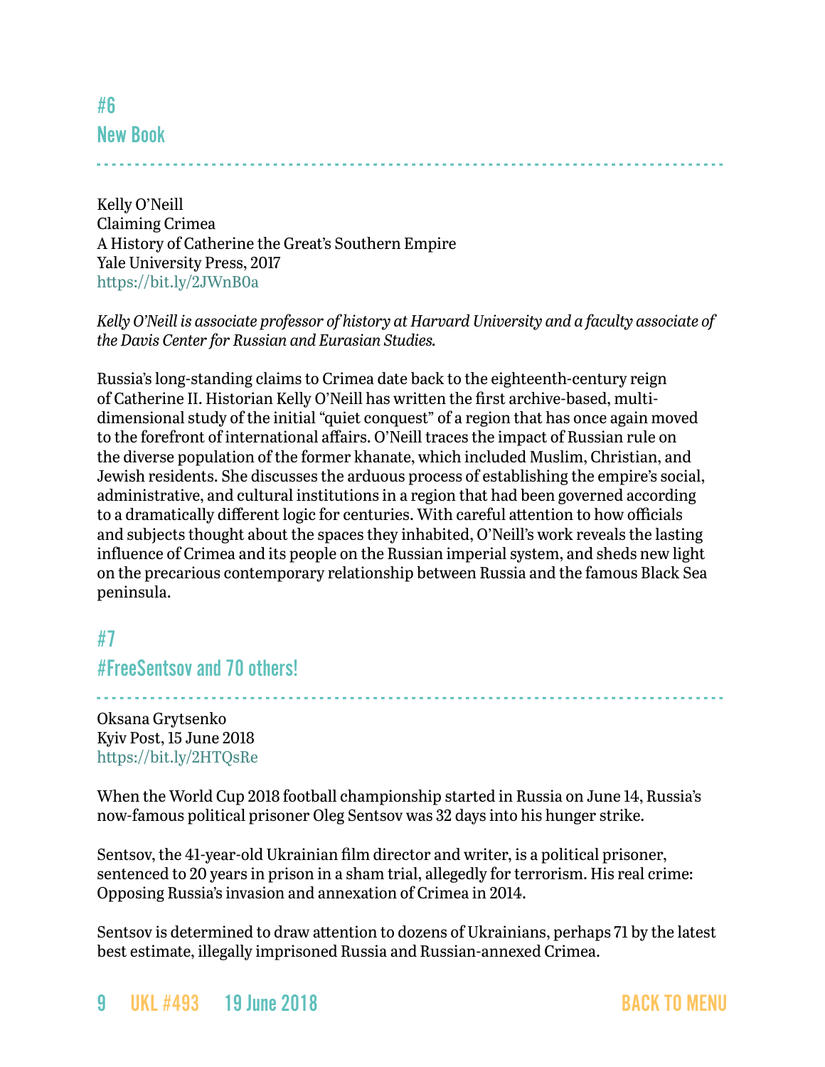## #6
## New Book

Kelly O'Neill
Claiming Crimea
A History of Catherine the Great's Southern Empire
Yale University Press, 2017
https://bit.ly/2JWnB0a

*Kelly O'Neill is associate professor of history at Harvard University and a faculty associate of the Davis Center for Russian and Eurasian Studies.*

Russia's long-standing claims to Crimea date back to the eighteenth-century reign of Catherine II. Historian Kelly O'Neill has written the first archive-based, multi-dimensional study of the initial "quiet conquest" of a region that has once again moved to the forefront of international affairs. O'Neill traces the impact of Russian rule on the diverse population of the former khanate, which included Muslim, Christian, and Jewish residents. She discusses the arduous process of establishing the empire's social, administrative, and cultural institutions in a region that had been governed according to a dramatically different logic for centuries. With careful attention to how officials and subjects thought about the spaces they inhabited, O'Neill's work reveals the lasting influence of Crimea and its people on the Russian imperial system, and sheds new light on the precarious contemporary relationship between Russia and the famous Black Sea peninsula.

## #7
## #FreeSentsov and 70 others!

Oksana Grytsenko
Kyiv Post, 15 June 2018
https://bit.ly/2HTQsRe

When the World Cup 2018 football championship started in Russia on June 14, Russia's now-famous political prisoner Oleg Sentsov was 32 days into his hunger strike.

Sentsov, the 41-year-old Ukrainian film director and writer, is a political prisoner, sentenced to 20 years in prison in a sham trial, allegedly for terrorism. His real crime: Opposing Russia's invasion and annexation of Crimea in 2014.

Sentsov is determined to draw attention to dozens of Ukrainians, perhaps 71 by the latest best estimate, illegally imprisoned Russia and Russian-annexed Crimea.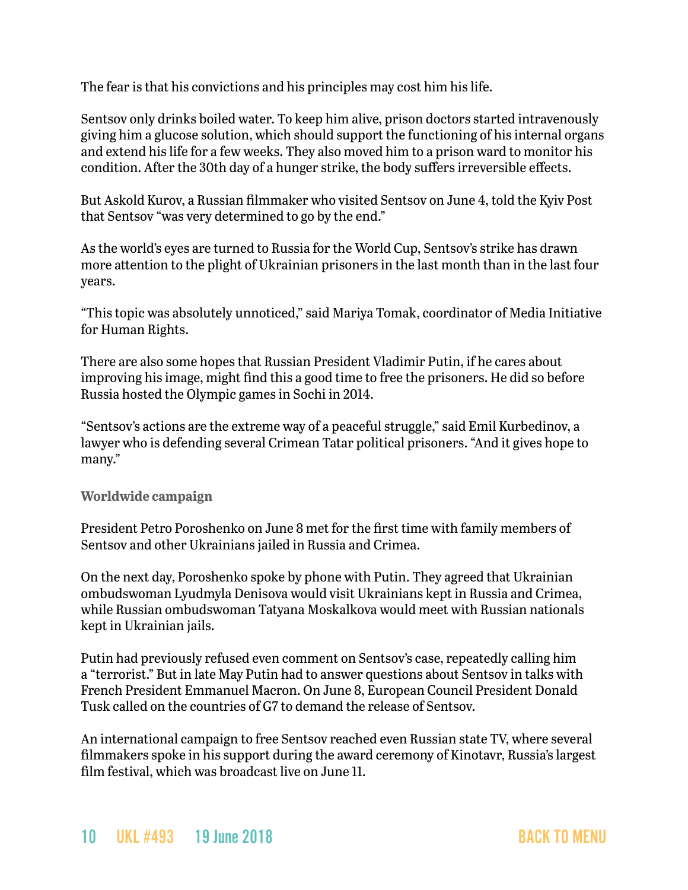The fear is that his convictions and his principles may cost him his life.

Sentsov only drinks boiled water. To keep him alive, prison doctors started intravenously giving him a glucose solution, which should support the functioning of his internal organs and extend his life for a few weeks. They also moved him to a prison ward to monitor his condition. After the 30th day of a hunger strike, the body suffers irreversible effects.

But Askold Kurov, a Russian filmmaker who visited Sentsov on June 4, told the Kyiv Post that Sentsov "was very determined to go by the end."

As the world's eyes are turned to Russia for the World Cup, Sentsov's strike has drawn more attention to the plight of Ukrainian prisoners in the last month than in the last four years.

"This topic was absolutely unnoticed," said Mariya Tomak, coordinator of Media Initiative for Human Rights.

There are also some hopes that Russian President Vladimir Putin, if he cares about improving his image, might find this a good time to free the prisoners. He did so before Russia hosted the Olympic games in Sochi in 2014.

"Sentsov's actions are the extreme way of a peaceful struggle," said Emil Kurbedinov, a lawyer who is defending several Crimean Tatar political prisoners. "And it gives hope to many."

### Worldwide campaign

President Petro Poroshenko on June 8 met for the first time with family members of Sentsov and other Ukrainians jailed in Russia and Crimea.

On the next day, Poroshenko spoke by phone with Putin. They agreed that Ukrainian ombudswoman Lyudmyla Denisova would visit Ukrainians kept in Russia and Crimea, while Russian ombudswoman Tatyana Moskalkova would meet with Russian nationals kept in Ukrainian jails.

Putin had previously refused even comment on Sentsov's case, repeatedly calling him a "terrorist." But in late May Putin had to answer questions about Sentsov in talks with French President Emmanuel Macron. On June 8, European Council President Donald Tusk called on the countries of G7 to demand the release of Sentsov.

An international campaign to free Sentsov reached even Russian state TV, where several filmmakers spoke in his support during the award ceremony of Kinotavr, Russia's largest film festival, which was broadcast live on June 11.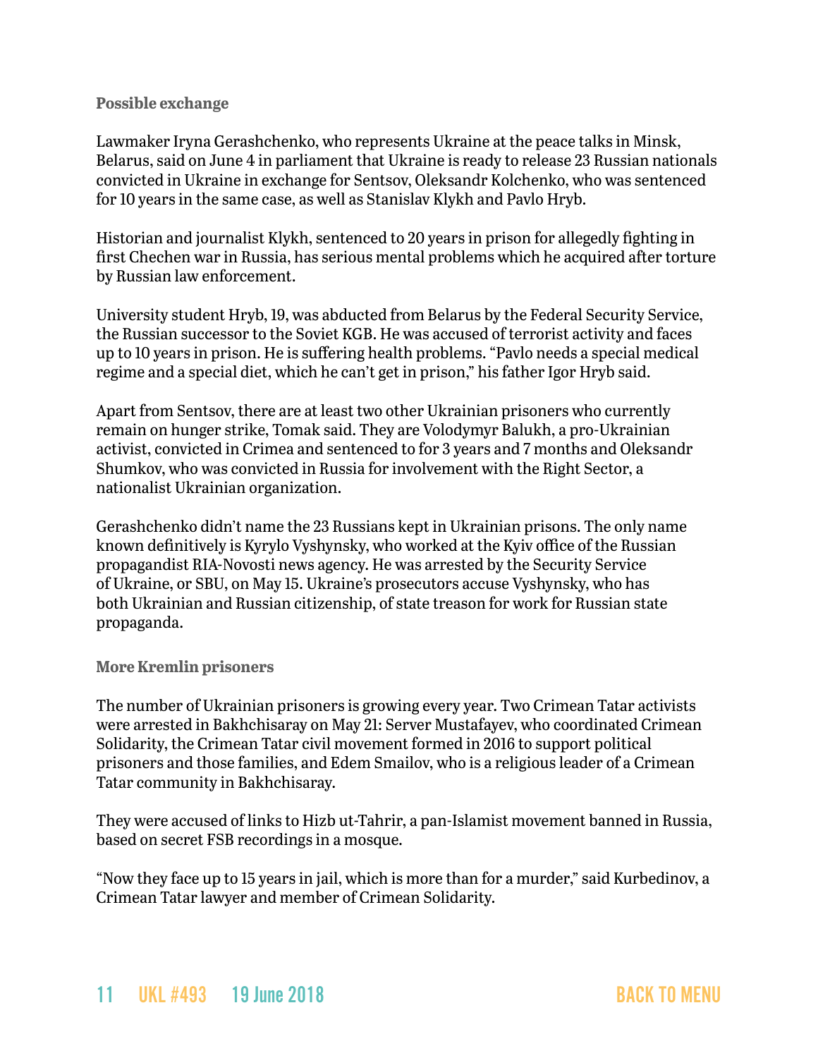### Possible exchange

Lawmaker Iryna Gerashchenko, who represents Ukraine at the peace talks in Minsk, Belarus, said on June 4 in parliament that Ukraine is ready to release 23 Russian nationals convicted in Ukraine in exchange for Sentsov, Oleksandr Kolchenko, who was sentenced for 10 years in the same case, as well as Stanislav Klykh and Pavlo Hryb.

Historian and journalist Klykh, sentenced to 20 years in prison for allegedly fighting in first Chechen war in Russia, has serious mental problems which he acquired after torture by Russian law enforcement.

University student Hryb, 19, was abducted from Belarus by the Federal Security Service, the Russian successor to the Soviet KGB. He was accused of terrorist activity and faces up to 10 years in prison. He is suffering health problems. "Pavlo needs a special medical regime and a special diet, which he can't get in prison," his father Igor Hryb said.

Apart from Sentsov, there are at least two other Ukrainian prisoners who currently remain on hunger strike, Tomak said. They are Volodymyr Balukh, a pro-Ukrainian activist, convicted in Crimea and sentenced to for 3 years and 7 months and Oleksandr Shumkov, who was convicted in Russia for involvement with the Right Sector, a nationalist Ukrainian organization.

Gerashchenko didn't name the 23 Russians kept in Ukrainian prisons. The only name known definitively is Kyrylo Vyshynsky, who worked at the Kyiv office of the Russian propagandist RIA-Novosti news agency. He was arrested by the Security Service of Ukraine, or SBU, on May 15. Ukraine's prosecutors accuse Vyshynsky, who has both Ukrainian and Russian citizenship, of state treason for work for Russian state propaganda.

### More Kremlin prisoners

The number of Ukrainian prisoners is growing every year. Two Crimean Tatar activists were arrested in Bakhchisaray on May 21: Server Mustafayev, who coordinated Crimean Solidarity, the Crimean Tatar civil movement formed in 2016 to support political prisoners and those families, and Edem Smailov, who is a religious leader of a Crimean Tatar community in Bakhchisaray.

They were accused of links to Hizb ut-Tahrir, a pan-Islamist movement banned in Russia, based on secret FSB recordings in a mosque.

"Now they face up to 15 years in jail, which is more than for a murder," said Kurbedinov, a Crimean Tatar lawyer and member of Crimean Solidarity.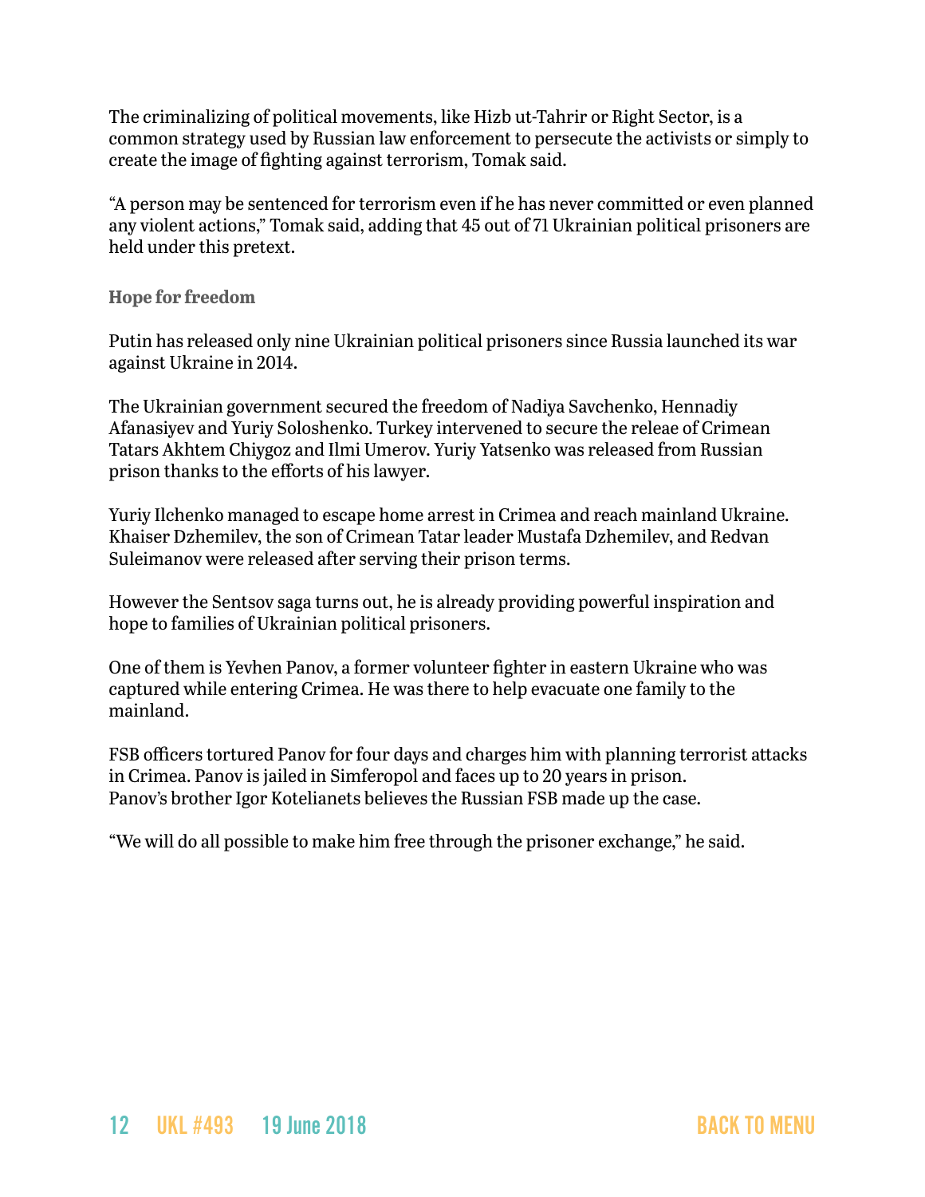The criminalizing of political movements, like Hizb ut-Tahrir or Right Sector, is a common strategy used by Russian law enforcement to persecute the activists or simply to create the image of fighting against terrorism, Tomak said.

"A person may be sentenced for terrorism even if he has never committed or even planned any violent actions," Tomak said, adding that 45 out of 71 Ukrainian political prisoners are held under this pretext.

### Hope for freedom

Putin has released only nine Ukrainian political prisoners since Russia launched its war against Ukraine in 2014.

The Ukrainian government secured the freedom of Nadiya Savchenko, Hennadiy Afanasiyev and Yuriy Soloshenko. Turkey intervened to secure the releae of Crimean Tatars Akhtem Chiygoz and Ilmi Umerov. Yuriy Yatsenko was released from Russian prison thanks to the efforts of his lawyer.

Yuriy Ilchenko managed to escape home arrest in Crimea and reach mainland Ukraine. Khaiser Dzhemilev, the son of Crimean Tatar leader Mustafa Dzhemilev, and Redvan Suleimanov were released after serving their prison terms.

However the Sentsov saga turns out, he is already providing powerful inspiration and hope to families of Ukrainian political prisoners.

One of them is Yevhen Panov, a former volunteer fighter in eastern Ukraine who was captured while entering Crimea. He was there to help evacuate one family to the mainland.

FSB officers tortured Panov for four days and charges him with planning terrorist attacks in Crimea. Panov is jailed in Simferopol and faces up to 20 years in prison. Panov's brother Igor Kotelianets believes the Russian FSB made up the case.

"We will do all possible to make him free through the prisoner exchange," he said.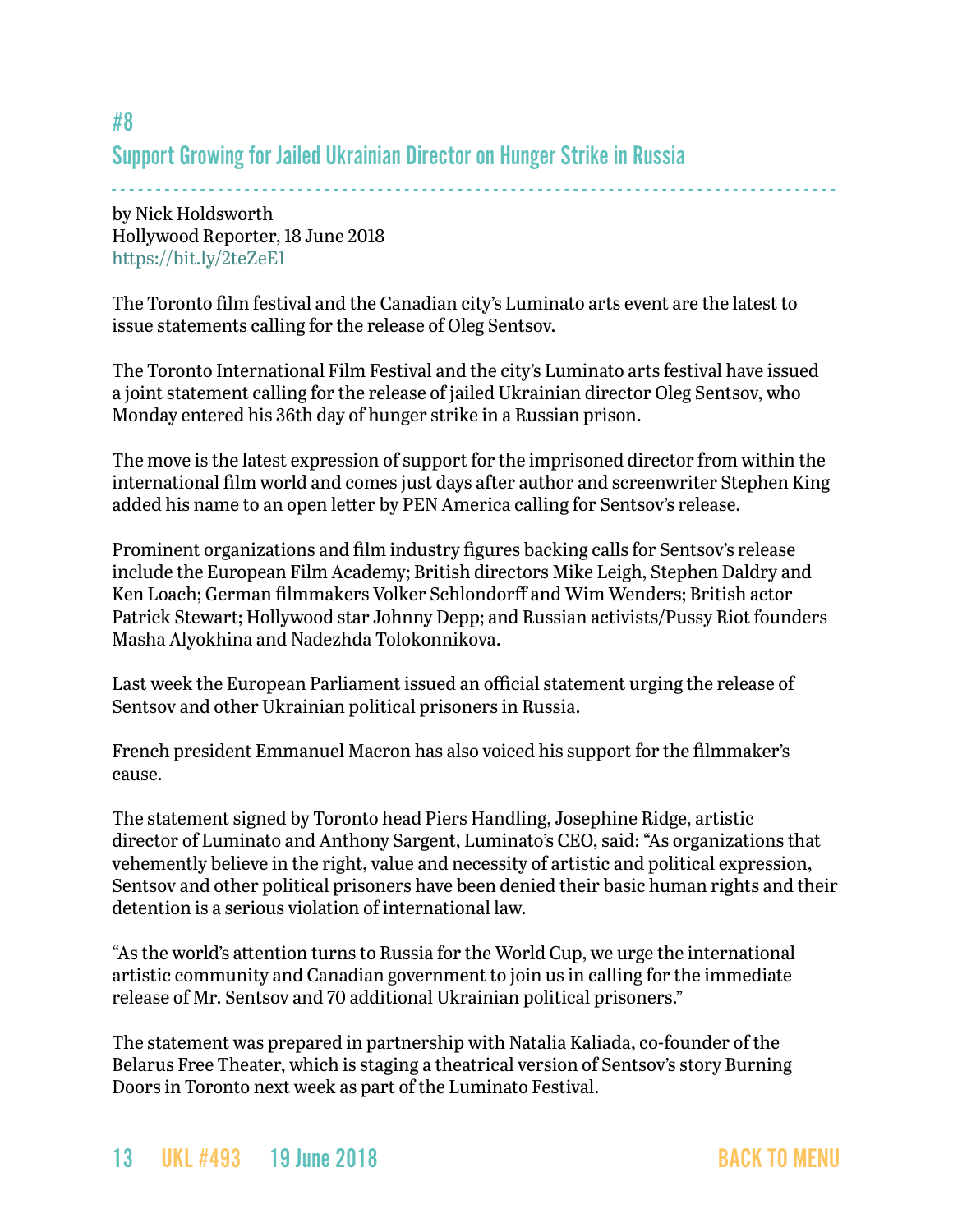## #8

## Support Growing for Jailed Ukrainian Director on Hunger Strike in Russia

by Nick Holdsworth
Hollywood Reporter, 18 June 2018
https://bit.ly/2teZeE1

The Toronto film festival and the Canadian city's Luminato arts event are the latest to issue statements calling for the release of Oleg Sentsov.

The Toronto International Film Festival and the city's Luminato arts festival have issued a joint statement calling for the release of jailed Ukrainian director Oleg Sentsov, who Monday entered his 36th day of hunger strike in a Russian prison.

The move is the latest expression of support for the imprisoned director from within the international film world and comes just days after author and screenwriter Stephen King added his name to an open letter by PEN America calling for Sentsov's release.

Prominent organizations and film industry figures backing calls for Sentsov's release include the European Film Academy; British directors Mike Leigh, Stephen Daldry and Ken Loach; German filmmakers Volker Schlondorff and Wim Wenders; British actor Patrick Stewart; Hollywood star Johnny Depp; and Russian activists/Pussy Riot founders Masha Alyokhina and Nadezhda Tolokonnikova.

Last week the European Parliament issued an official statement urging the release of Sentsov and other Ukrainian political prisoners in Russia.

French president Emmanuel Macron has also voiced his support for the filmmaker's cause.

The statement signed by Toronto head Piers Handling, Josephine Ridge, artistic director of Luminato and Anthony Sargent, Luminato's CEO, said: "As organizations that vehemently believe in the right, value and necessity of artistic and political expression, Sentsov and other political prisoners have been denied their basic human rights and their detention is a serious violation of international law.

"As the world's attention turns to Russia for the World Cup, we urge the international artistic community and Canadian government to join us in calling for the immediate release of Mr. Sentsov and 70 additional Ukrainian political prisoners."

The statement was prepared in partnership with Natalia Kaliada, co-founder of the Belarus Free Theater, which is staging a theatrical version of Sentsov's story Burning Doors in Toronto next week as part of the Luminato Festival.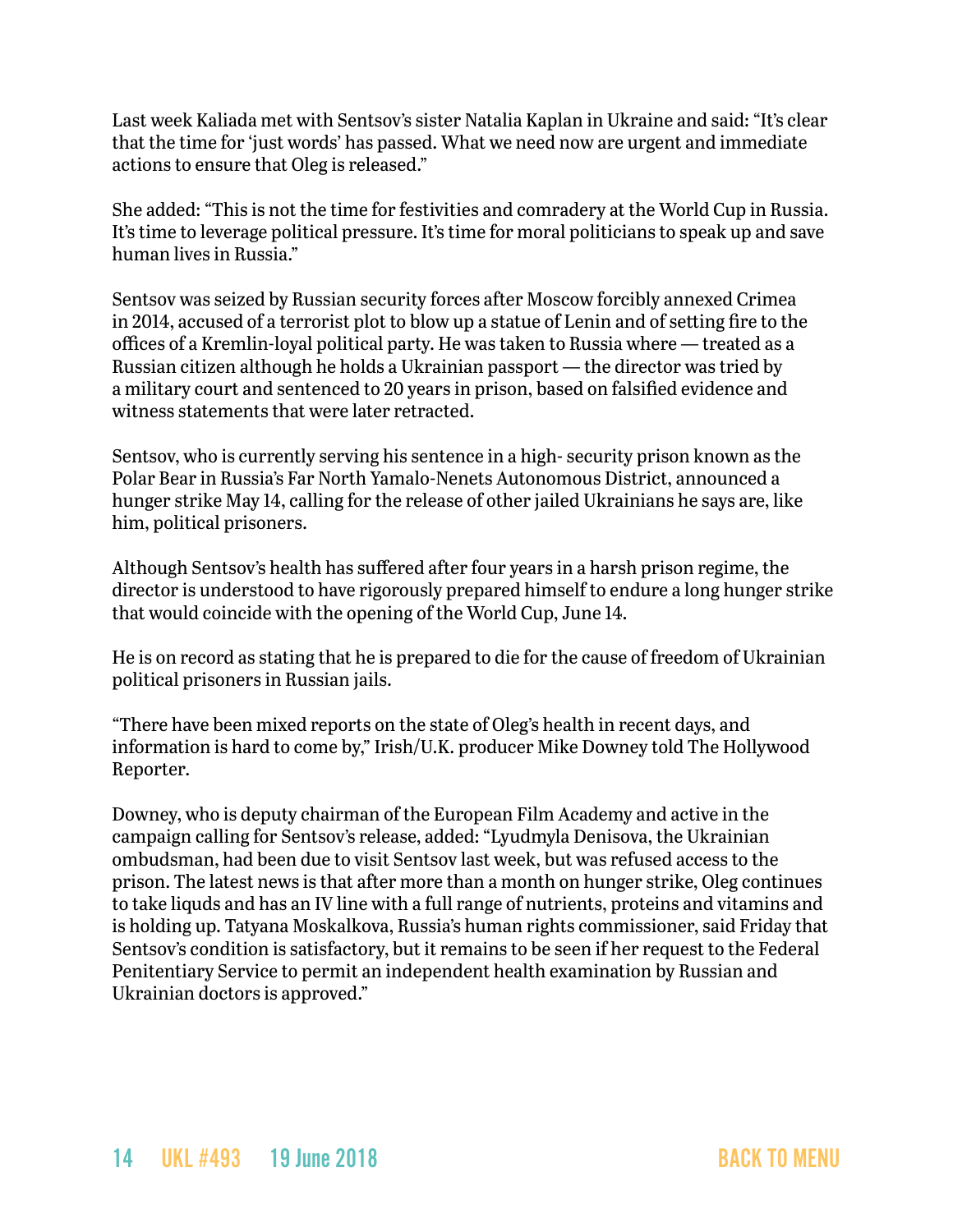Last week Kaliada met with Sentsov's sister Natalia Kaplan in Ukraine and said: "It's clear that the time for 'just words' has passed. What we need now are urgent and immediate actions to ensure that Oleg is released."

She added: "This is not the time for festivities and comradery at the World Cup in Russia. It's time to leverage political pressure. It's time for moral politicians to speak up and save human lives in Russia."

Sentsov was seized by Russian security forces after Moscow forcibly annexed Crimea in 2014, accused of a terrorist plot to blow up a statue of Lenin and of setting fire to the offices of a Kremlin-loyal political party. He was taken to Russia where — treated as a Russian citizen although he holds a Ukrainian passport — the director was tried by a military court and sentenced to 20 years in prison, based on falsified evidence and witness statements that were later retracted.

Sentsov, who is currently serving his sentence in a high- security prison known as the Polar Bear in Russia's Far North Yamalo-Nenets Autonomous District, announced a hunger strike May 14, calling for the release of other jailed Ukrainians he says are, like him, political prisoners.

Although Sentsov's health has suffered after four years in a harsh prison regime, the director is understood to have rigorously prepared himself to endure a long hunger strike that would coincide with the opening of the World Cup, June 14.

He is on record as stating that he is prepared to die for the cause of freedom of Ukrainian political prisoners in Russian jails.

"There have been mixed reports on the state of Oleg's health in recent days, and information is hard to come by," Irish/U.K. producer Mike Downey told The Hollywood Reporter.

Downey, who is deputy chairman of the European Film Academy and active in the campaign calling for Sentsov's release, added: "Lyudmyla Denisova, the Ukrainian ombudsman, had been due to visit Sentsov last week, but was refused access to the prison. The latest news is that after more than a month on hunger strike, Oleg continues to take liquds and has an IV line with a full range of nutrients, proteins and vitamins and is holding up. Tatyana Moskalkova, Russia's human rights commissioner, said Friday that Sentsov's condition is satisfactory, but it remains to be seen if her request to the Federal Penitentiary Service to permit an independent health examination by Russian and Ukrainian doctors is approved."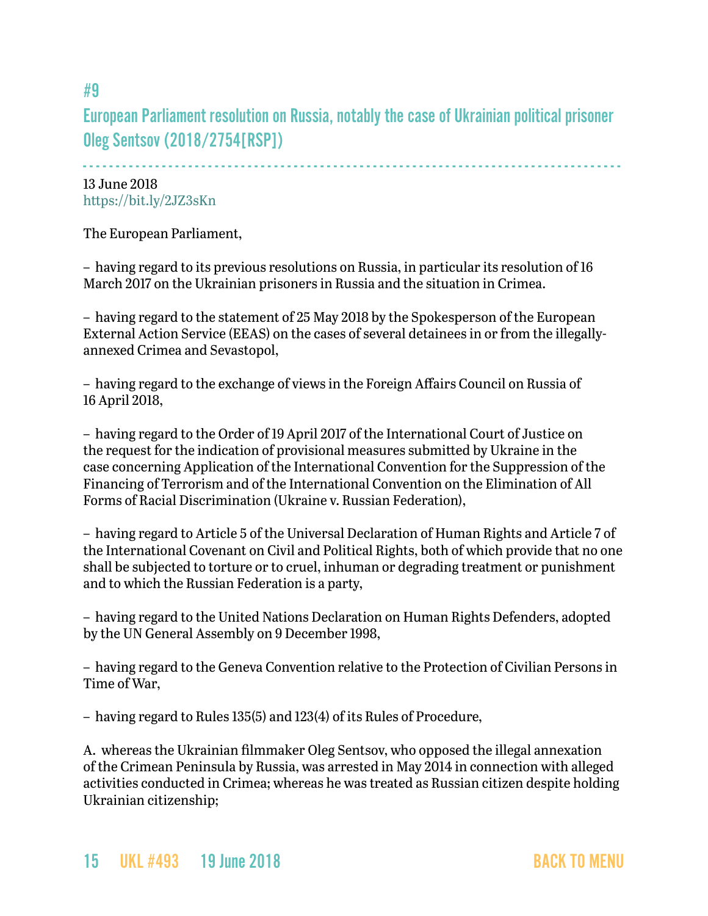## #9

## European Parliament resolution on Russia, notably the case of Ukrainian political prisoner Oleg Sentsov (2018/2754[RSP])

13 June 2018
https://bit.ly/2JZ3sKn

The European Parliament,

– having regard to its previous resolutions on Russia, in particular its resolution of 16 March 2017 on the Ukrainian prisoners in Russia and the situation in Crimea.

– having regard to the statement of 25 May 2018 by the Spokesperson of the European External Action Service (EEAS) on the cases of several detainees in or from the illegally-annexed Crimea and Sevastopol,

– having regard to the exchange of views in the Foreign Affairs Council on Russia of 16 April 2018,

– having regard to the Order of 19 April 2017 of the International Court of Justice on the request for the indication of provisional measures submitted by Ukraine in the case concerning Application of the International Convention for the Suppression of the Financing of Terrorism and of the International Convention on the Elimination of All Forms of Racial Discrimination (Ukraine v. Russian Federation),

– having regard to Article 5 of the Universal Declaration of Human Rights and Article 7 of the International Covenant on Civil and Political Rights, both of which provide that no one shall be subjected to torture or to cruel, inhuman or degrading treatment or punishment and to which the Russian Federation is a party,

– having regard to the United Nations Declaration on Human Rights Defenders, adopted by the UN General Assembly on 9 December 1998,

– having regard to the Geneva Convention relative to the Protection of Civilian Persons in Time of War,

– having regard to Rules 135(5) and 123(4) of its Rules of Procedure,

A. whereas the Ukrainian filmmaker Oleg Sentsov, who opposed the illegal annexation of the Crimean Peninsula by Russia, was arrested in May 2014 in connection with alleged activities conducted in Crimea; whereas he was treated as Russian citizen despite holding Ukrainian citizenship;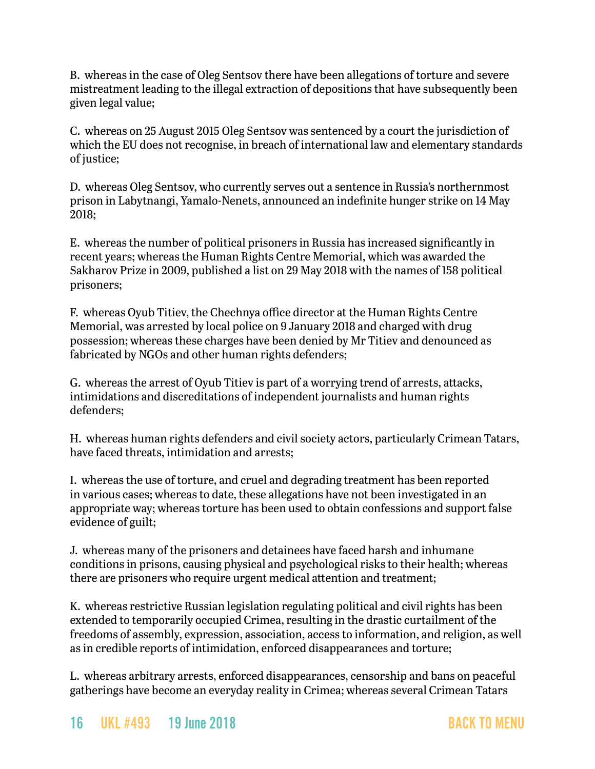B. whereas in the case of Oleg Sentsov there have been allegations of torture and severe mistreatment leading to the illegal extraction of depositions that have subsequently been given legal value;

C. whereas on 25 August 2015 Oleg Sentsov was sentenced by a court the jurisdiction of which the EU does not recognise, in breach of international law and elementary standards of justice;

D. whereas Oleg Sentsov, who currently serves out a sentence in Russia's northernmost prison in Labytnangi, Yamalo-Nenets, announced an indefinite hunger strike on 14 May 2018;

E. whereas the number of political prisoners in Russia has increased significantly in recent years; whereas the Human Rights Centre Memorial, which was awarded the Sakharov Prize in 2009, published a list on 29 May 2018 with the names of 158 political prisoners;

F. whereas Oyub Titiev, the Chechnya office director at the Human Rights Centre Memorial, was arrested by local police on 9 January 2018 and charged with drug possession; whereas these charges have been denied by Mr Titiev and denounced as fabricated by NGOs and other human rights defenders;

G. whereas the arrest of Oyub Titiev is part of a worrying trend of arrests, attacks, intimidations and discreditations of independent journalists and human rights defenders;

H. whereas human rights defenders and civil society actors, particularly Crimean Tatars, have faced threats, intimidation and arrests;

I. whereas the use of torture, and cruel and degrading treatment has been reported in various cases; whereas to date, these allegations have not been investigated in an appropriate way; whereas torture has been used to obtain confessions and support false evidence of guilt;

J. whereas many of the prisoners and detainees have faced harsh and inhumane conditions in prisons, causing physical and psychological risks to their health; whereas there are prisoners who require urgent medical attention and treatment;

K. whereas restrictive Russian legislation regulating political and civil rights has been extended to temporarily occupied Crimea, resulting in the drastic curtailment of the freedoms of assembly, expression, association, access to information, and religion, as well as in credible reports of intimidation, enforced disappearances and torture;

L. whereas arbitrary arrests, enforced disappearances, censorship and bans on peaceful gatherings have become an everyday reality in Crimea; whereas several Crimean Tatars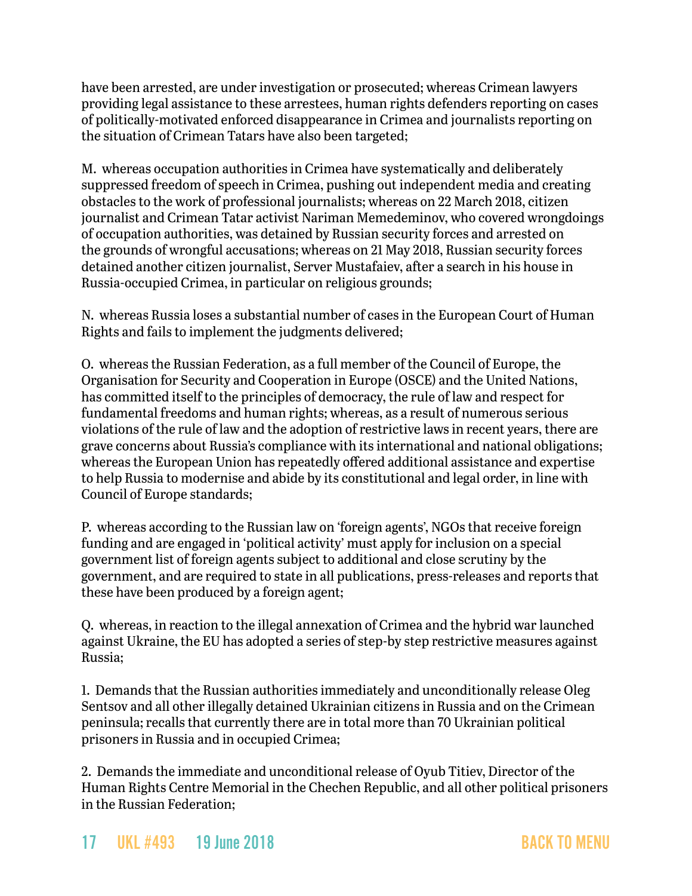have been arrested, are under investigation or prosecuted; whereas Crimean lawyers providing legal assistance to these arrestees, human rights defenders reporting on cases of politically-motivated enforced disappearance in Crimea and journalists reporting on the situation of Crimean Tatars have also been targeted;

M. whereas occupation authorities in Crimea have systematically and deliberately suppressed freedom of speech in Crimea, pushing out independent media and creating obstacles to the work of professional journalists; whereas on 22 March 2018, citizen journalist and Crimean Tatar activist Nariman Memedeminov, who covered wrongdoings of occupation authorities, was detained by Russian security forces and arrested on the grounds of wrongful accusations; whereas on 21 May 2018, Russian security forces detained another citizen journalist, Server Mustafaiev, after a search in his house in Russia-occupied Crimea, in particular on religious grounds;

N. whereas Russia loses a substantial number of cases in the European Court of Human Rights and fails to implement the judgments delivered;

O. whereas the Russian Federation, as a full member of the Council of Europe, the Organisation for Security and Cooperation in Europe (OSCE) and the United Nations, has committed itself to the principles of democracy, the rule of law and respect for fundamental freedoms and human rights; whereas, as a result of numerous serious violations of the rule of law and the adoption of restrictive laws in recent years, there are grave concerns about Russia's compliance with its international and national obligations; whereas the European Union has repeatedly offered additional assistance and expertise to help Russia to modernise and abide by its constitutional and legal order, in line with Council of Europe standards;

P. whereas according to the Russian law on 'foreign agents', NGOs that receive foreign funding and are engaged in 'political activity' must apply for inclusion on a special government list of foreign agents subject to additional and close scrutiny by the government, and are required to state in all publications, press-releases and reports that these have been produced by a foreign agent;

Q. whereas, in reaction to the illegal annexation of Crimea and the hybrid war launched against Ukraine, the EU has adopted a series of step-by step restrictive measures against Russia;

1. Demands that the Russian authorities immediately and unconditionally release Oleg Sentsov and all other illegally detained Ukrainian citizens in Russia and on the Crimean peninsula; recalls that currently there are in total more than 70 Ukrainian political prisoners in Russia and in occupied Crimea;

2. Demands the immediate and unconditional release of Oyub Titiev, Director of the Human Rights Centre Memorial in the Chechen Republic, and all other political prisoners in the Russian Federation;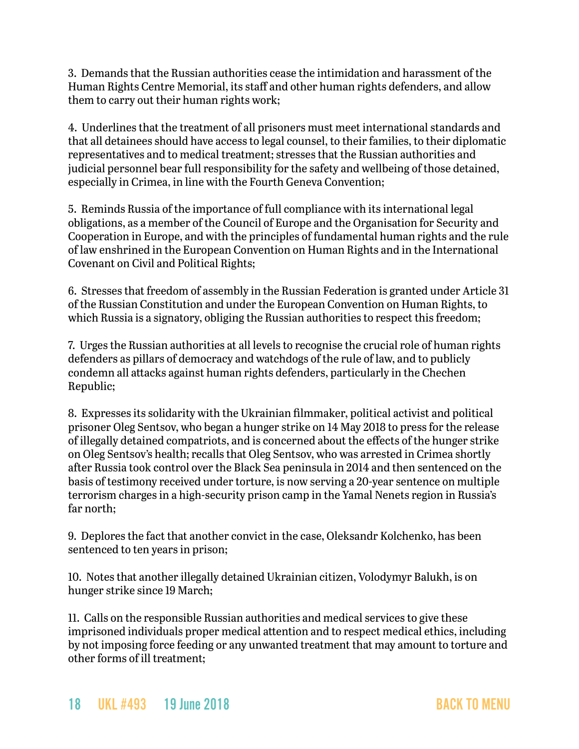3. Demands that the Russian authorities cease the intimidation and harassment of the Human Rights Centre Memorial, its staff and other human rights defenders, and allow them to carry out their human rights work;

4. Underlines that the treatment of all prisoners must meet international standards and that all detainees should have access to legal counsel, to their families, to their diplomatic representatives and to medical treatment; stresses that the Russian authorities and judicial personnel bear full responsibility for the safety and wellbeing of those detained, especially in Crimea, in line with the Fourth Geneva Convention;

5. Reminds Russia of the importance of full compliance with its international legal obligations, as a member of the Council of Europe and the Organisation for Security and Cooperation in Europe, and with the principles of fundamental human rights and the rule of law enshrined in the European Convention on Human Rights and in the International Covenant on Civil and Political Rights;

6. Stresses that freedom of assembly in the Russian Federation is granted under Article 31 of the Russian Constitution and under the European Convention on Human Rights, to which Russia is a signatory, obliging the Russian authorities to respect this freedom;

7. Urges the Russian authorities at all levels to recognise the crucial role of human rights defenders as pillars of democracy and watchdogs of the rule of law, and to publicly condemn all attacks against human rights defenders, particularly in the Chechen Republic;

8. Expresses its solidarity with the Ukrainian filmmaker, political activist and political prisoner Oleg Sentsov, who began a hunger strike on 14 May 2018 to press for the release of illegally detained compatriots, and is concerned about the effects of the hunger strike on Oleg Sentsov's health; recalls that Oleg Sentsov, who was arrested in Crimea shortly after Russia took control over the Black Sea peninsula in 2014 and then sentenced on the basis of testimony received under torture, is now serving a 20-year sentence on multiple terrorism charges in a high-security prison camp in the Yamal Nenets region in Russia's far north;

9. Deplores the fact that another convict in the case, Oleksandr Kolchenko, has been sentenced to ten years in prison;

10. Notes that another illegally detained Ukrainian citizen, Volodymyr Balukh, is on hunger strike since 19 March;

11. Calls on the responsible Russian authorities and medical services to give these imprisoned individuals proper medical attention and to respect medical ethics, including by not imposing force feeding or any unwanted treatment that may amount to torture and other forms of ill treatment;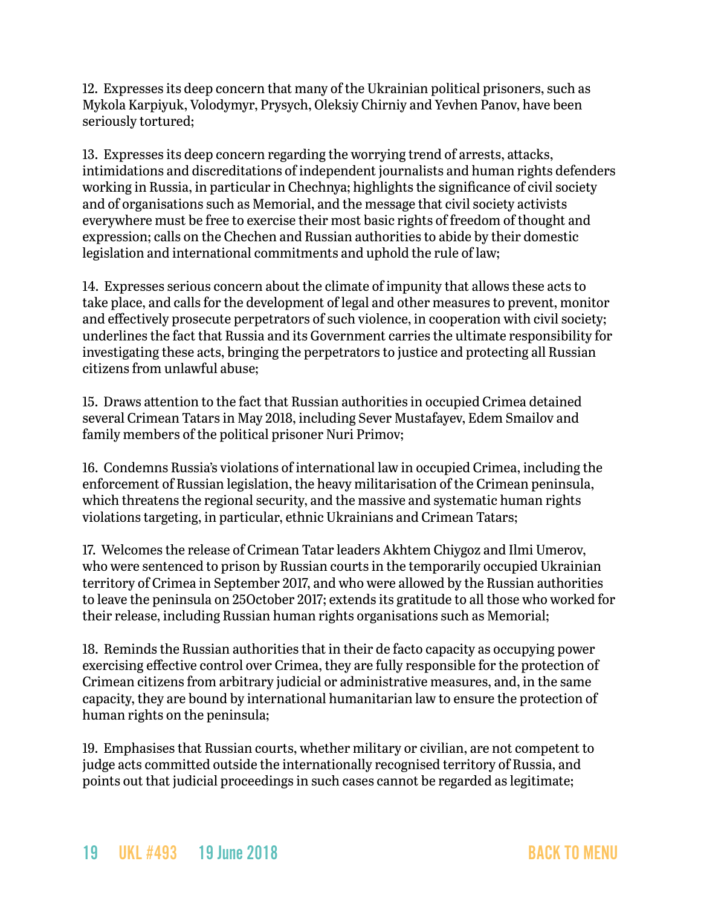12. Expresses its deep concern that many of the Ukrainian political prisoners, such as Mykola Karpiyuk, Volodymyr, Prysych, Oleksiy Chirniy and Yevhen Panov, have been seriously tortured;

13. Expresses its deep concern regarding the worrying trend of arrests, attacks, intimidations and discreditations of independent journalists and human rights defenders working in Russia, in particular in Chechnya; highlights the significance of civil society and of organisations such as Memorial, and the message that civil society activists everywhere must be free to exercise their most basic rights of freedom of thought and expression; calls on the Chechen and Russian authorities to abide by their domestic legislation and international commitments and uphold the rule of law;

14. Expresses serious concern about the climate of impunity that allows these acts to take place, and calls for the development of legal and other measures to prevent, monitor and effectively prosecute perpetrators of such violence, in cooperation with civil society; underlines the fact that Russia and its Government carries the ultimate responsibility for investigating these acts, bringing the perpetrators to justice and protecting all Russian citizens from unlawful abuse;

15. Draws attention to the fact that Russian authorities in occupied Crimea detained several Crimean Tatars in May 2018, including Sever Mustafayev, Edem Smailov and family members of the political prisoner Nuri Primov;

16. Condemns Russia's violations of international law in occupied Crimea, including the enforcement of Russian legislation, the heavy militarisation of the Crimean peninsula, which threatens the regional security, and the massive and systematic human rights violations targeting, in particular, ethnic Ukrainians and Crimean Tatars;

17. Welcomes the release of Crimean Tatar leaders Akhtem Chiygoz and Ilmi Umerov, who were sentenced to prison by Russian courts in the temporarily occupied Ukrainian territory of Crimea in September 2017, and who were allowed by the Russian authorities to leave the peninsula on 25October 2017; extends its gratitude to all those who worked for their release, including Russian human rights organisations such as Memorial;

18. Reminds the Russian authorities that in their de facto capacity as occupying power exercising effective control over Crimea, they are fully responsible for the protection of Crimean citizens from arbitrary judicial or administrative measures, and, in the same capacity, they are bound by international humanitarian law to ensure the protection of human rights on the peninsula;

19. Emphasises that Russian courts, whether military or civilian, are not competent to judge acts committed outside the internationally recognised territory of Russia, and points out that judicial proceedings in such cases cannot be regarded as legitimate;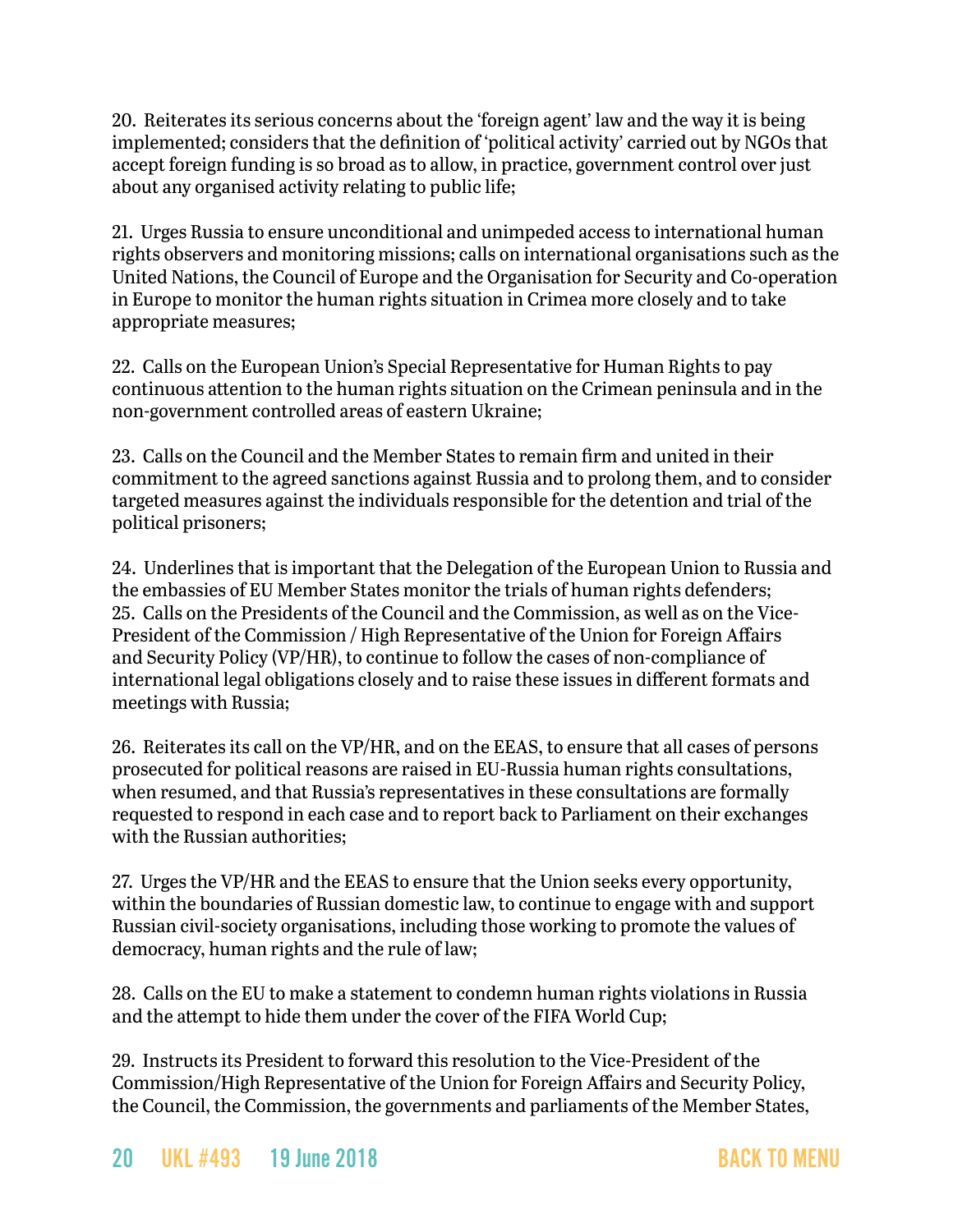20. Reiterates its serious concerns about the 'foreign agent' law and the way it is being implemented; considers that the definition of 'political activity' carried out by NGOs that accept foreign funding is so broad as to allow, in practice, government control over just about any organised activity relating to public life;

21. Urges Russia to ensure unconditional and unimpeded access to international human rights observers and monitoring missions; calls on international organisations such as the United Nations, the Council of Europe and the Organisation for Security and Co-operation in Europe to monitor the human rights situation in Crimea more closely and to take appropriate measures;

22. Calls on the European Union's Special Representative for Human Rights to pay continuous attention to the human rights situation on the Crimean peninsula and in the non-government controlled areas of eastern Ukraine;

23. Calls on the Council and the Member States to remain firm and united in their commitment to the agreed sanctions against Russia and to prolong them, and to consider targeted measures against the individuals responsible for the detention and trial of the political prisoners;

24. Underlines that is important that the Delegation of the European Union to Russia and the embassies of EU Member States monitor the trials of human rights defenders;

25. Calls on the Presidents of the Council and the Commission, as well as on the Vice-President of the Commission / High Representative of the Union for Foreign Affairs and Security Policy (VP/HR), to continue to follow the cases of non-compliance of international legal obligations closely and to raise these issues in different formats and meetings with Russia;

26. Reiterates its call on the VP/HR, and on the EEAS, to ensure that all cases of persons prosecuted for political reasons are raised in EU-Russia human rights consultations, when resumed, and that Russia's representatives in these consultations are formally requested to respond in each case and to report back to Parliament on their exchanges with the Russian authorities;

27. Urges the VP/HR and the EEAS to ensure that the Union seeks every opportunity, within the boundaries of Russian domestic law, to continue to engage with and support Russian civil-society organisations, including those working to promote the values of democracy, human rights and the rule of law;

28. Calls on the EU to make a statement to condemn human rights violations in Russia and the attempt to hide them under the cover of the FIFA World Cup;

29. Instructs its President to forward this resolution to the Vice-President of the Commission/High Representative of the Union for Foreign Affairs and Security Policy, the Council, the Commission, the governments and parliaments of the Member States,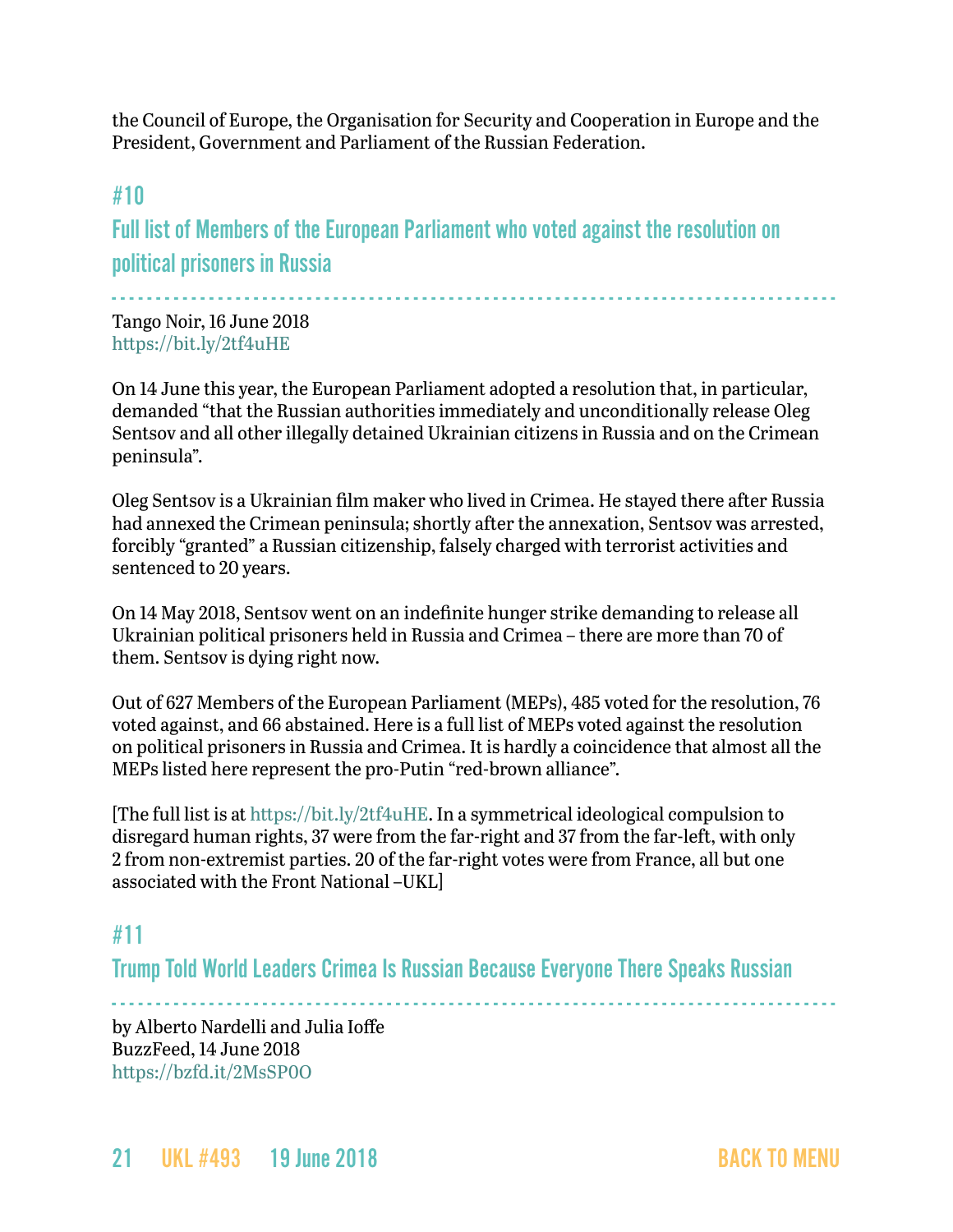the Council of Europe, the Organisation for Security and Cooperation in Europe and the President, Government and Parliament of the Russian Federation.

## #10

## Full list of Members of the European Parliament who voted against the resolution on political prisoners in Russia

Tango Noir, 16 June 2018
https://bit.ly/2tf4uHE

On 14 June this year, the European Parliament adopted a resolution that, in particular, demanded "that the Russian authorities immediately and unconditionally release Oleg Sentsov and all other illegally detained Ukrainian citizens in Russia and on the Crimean peninsula".

Oleg Sentsov is a Ukrainian film maker who lived in Crimea. He stayed there after Russia had annexed the Crimean peninsula; shortly after the annexation, Sentsov was arrested, forcibly "granted" a Russian citizenship, falsely charged with terrorist activities and sentenced to 20 years.

On 14 May 2018, Sentsov went on an indefinite hunger strike demanding to release all Ukrainian political prisoners held in Russia and Crimea – there are more than 70 of them. Sentsov is dying right now.

Out of 627 Members of the European Parliament (MEPs), 485 voted for the resolution, 76 voted against, and 66 abstained. Here is a full list of MEPs voted against the resolution on political prisoners in Russia and Crimea. It is hardly a coincidence that almost all the MEPs listed here represent the pro-Putin "red-brown alliance".

[The full list is at https://bit.ly/2tf4uHE. In a symmetrical ideological compulsion to disregard human rights, 37 were from the far-right and 37 from the far-left, with only 2 from non-extremist parties. 20 of the far-right votes were from France, all but one associated with the Front National –UKL]

## #11

## Trump Told World Leaders Crimea Is Russian Because Everyone There Speaks Russian

by Alberto Nardelli and Julia Ioffe
BuzzFeed, 14 June 2018
https://bzfd.it/2MsSP0O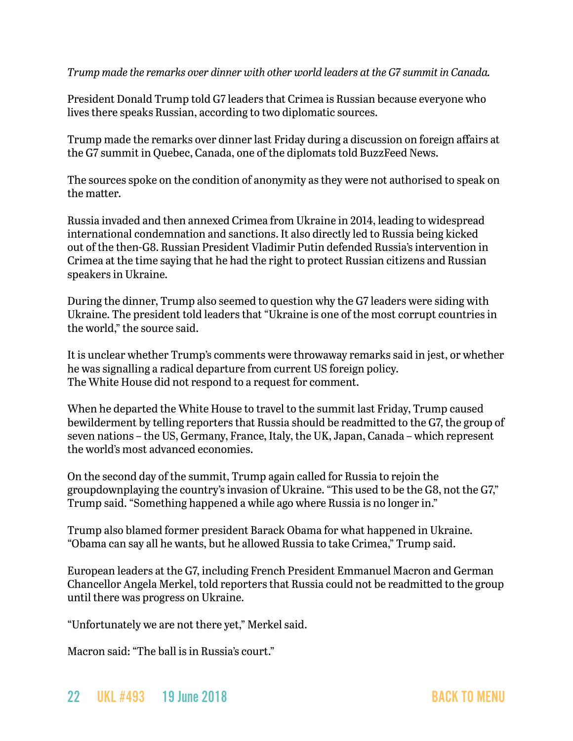*Trump made the remarks over dinner with other world leaders at the G7 summit in Canada.*

President Donald Trump told G7 leaders that Crimea is Russian because everyone who lives there speaks Russian, according to two diplomatic sources.

Trump made the remarks over dinner last Friday during a discussion on foreign affairs at the G7 summit in Quebec, Canada, one of the diplomats told BuzzFeed News.

The sources spoke on the condition of anonymity as they were not authorised to speak on the matter.

Russia invaded and then annexed Crimea from Ukraine in 2014, leading to widespread international condemnation and sanctions. It also directly led to Russia being kicked out of the then-G8. Russian President Vladimir Putin defended Russia's intervention in Crimea at the time saying that he had the right to protect Russian citizens and Russian speakers in Ukraine.

During the dinner, Trump also seemed to question why the G7 leaders were siding with Ukraine. The president told leaders that "Ukraine is one of the most corrupt countries in the world," the source said.

It is unclear whether Trump's comments were throwaway remarks said in jest, or whether he was signalling a radical departure from current US foreign policy.
The White House did not respond to a request for comment.

When he departed the White House to travel to the summit last Friday, Trump caused bewilderment by telling reporters that Russia should be readmitted to the G7, the group of seven nations – the US, Germany, France, Italy, the UK, Japan, Canada – which represent the world's most advanced economies.

On the second day of the summit, Trump again called for Russia to rejoin the groupdownplaying the country's invasion of Ukraine. "This used to be the G8, not the G7," Trump said. "Something happened a while ago where Russia is no longer in."

Trump also blamed former president Barack Obama for what happened in Ukraine. "Obama can say all he wants, but he allowed Russia to take Crimea," Trump said.

European leaders at the G7, including French President Emmanuel Macron and German Chancellor Angela Merkel, told reporters that Russia could not be readmitted to the group until there was progress on Ukraine.

"Unfortunately we are not there yet," Merkel said.

Macron said: "The ball is in Russia's court."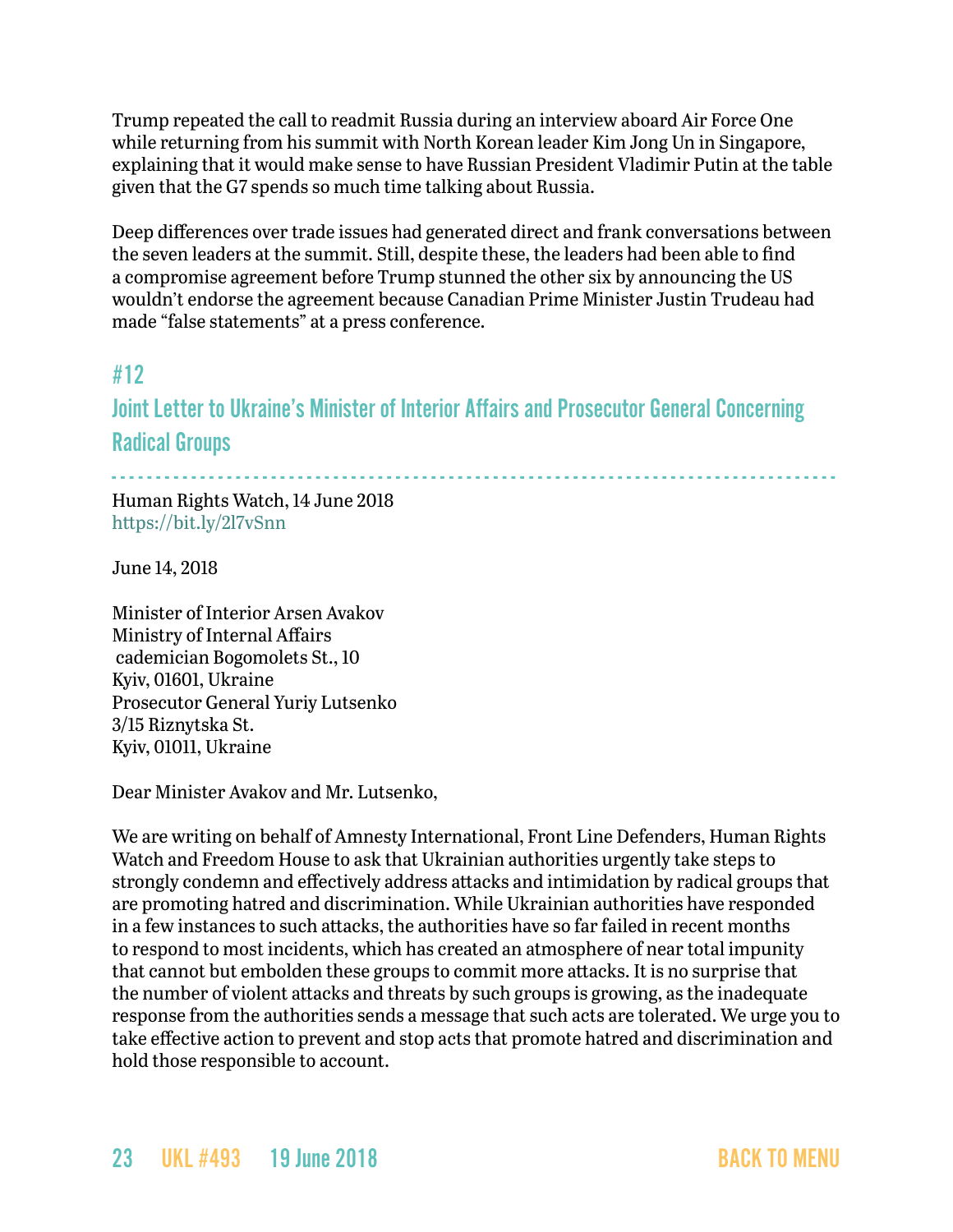Trump repeated the call to readmit Russia during an interview aboard Air Force One while returning from his summit with North Korean leader Kim Jong Un in Singapore, explaining that it would make sense to have Russian President Vladimir Putin at the table given that the G7 spends so much time talking about Russia.

Deep differences over trade issues had generated direct and frank conversations between the seven leaders at the summit. Still, despite these, the leaders had been able to find a compromise agreement before Trump stunned the other six by announcing the US wouldn't endorse the agreement because Canadian Prime Minister Justin Trudeau had made "false statements" at a press conference.

## #12

## Joint Letter to Ukraine's Minister of Interior Affairs and Prosecutor General Concerning Radical Groups

Human Rights Watch, 14 June 2018
https://bit.ly/2l7vSnn

June 14, 2018

Minister of Interior Arsen Avakov
Ministry of Internal Affairs
 cademician Bogomolets St., 10
Kyiv, 01601, Ukraine
Prosecutor General Yuriy Lutsenko
3/15 Riznytska St.
Kyiv, 01011, Ukraine

Dear Minister Avakov and Mr. Lutsenko,

We are writing on behalf of Amnesty International, Front Line Defenders, Human Rights Watch and Freedom House to ask that Ukrainian authorities urgently take steps to strongly condemn and effectively address attacks and intimidation by radical groups that are promoting hatred and discrimination. While Ukrainian authorities have responded in a few instances to such attacks, the authorities have so far failed in recent months to respond to most incidents, which has created an atmosphere of near total impunity that cannot but embolden these groups to commit more attacks. It is no surprise that the number of violent attacks and threats by such groups is growing, as the inadequate response from the authorities sends a message that such acts are tolerated. We urge you to take effective action to prevent and stop acts that promote hatred and discrimination and hold those responsible to account.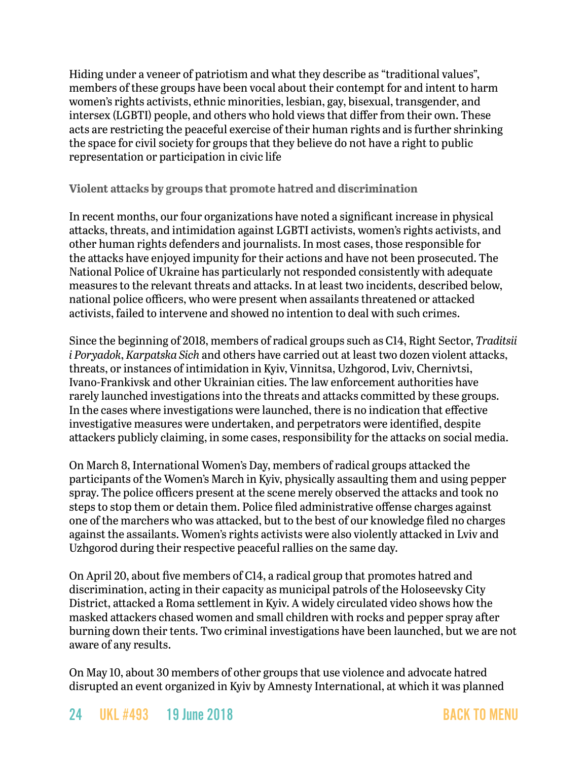Hiding under a veneer of patriotism and what they describe as "traditional values", members of these groups have been vocal about their contempt for and intent to harm women's rights activists, ethnic minorities, lesbian, gay, bisexual, transgender, and intersex (LGBTI) people, and others who hold views that differ from their own. These acts are restricting the peaceful exercise of their human rights and is further shrinking the space for civil society for groups that they believe do not have a right to public representation or participation in civic life

**Violent attacks by groups that promote hatred and discrimination**

In recent months, our four organizations have noted a significant increase in physical attacks, threats, and intimidation against LGBTI activists, women's rights activists, and other human rights defenders and journalists. In most cases, those responsible for the attacks have enjoyed impunity for their actions and have not been prosecuted. The National Police of Ukraine has particularly not responded consistently with adequate measures to the relevant threats and attacks. In at least two incidents, described below, national police officers, who were present when assailants threatened or attacked activists, failed to intervene and showed no intention to deal with such crimes.

Since the beginning of 2018, members of radical groups such as C14, Right Sector, *Traditsii i Poryadok*, *Karpatska Sich* and others have carried out at least two dozen violent attacks, threats, or instances of intimidation in Kyiv, Vinnitsa, Uzhgorod, Lviv, Chernivtsi, Ivano-Frankivsk and other Ukrainian cities. The law enforcement authorities have rarely launched investigations into the threats and attacks committed by these groups. In the cases where investigations were launched, there is no indication that effective investigative measures were undertaken, and perpetrators were identified, despite attackers publicly claiming, in some cases, responsibility for the attacks on social media.

On March 8, International Women's Day, members of radical groups attacked the participants of the Women's March in Kyiv, physically assaulting them and using pepper spray. The police officers present at the scene merely observed the attacks and took no steps to stop them or detain them. Police filed administrative offense charges against one of the marchers who was attacked, but to the best of our knowledge filed no charges against the assailants. Women's rights activists were also violently attacked in Lviv and Uzhgorod during their respective peaceful rallies on the same day.

On April 20, about five members of C14, a radical group that promotes hatred and discrimination, acting in their capacity as municipal patrols of the Holoseevsky City District, attacked a Roma settlement in Kyiv. A widely circulated video shows how the masked attackers chased women and small children with rocks and pepper spray after burning down their tents. Two criminal investigations have been launched, but we are not aware of any results.

On May 10, about 30 members of other groups that use violence and advocate hatred disrupted an event organized in Kyiv by Amnesty International, at which it was planned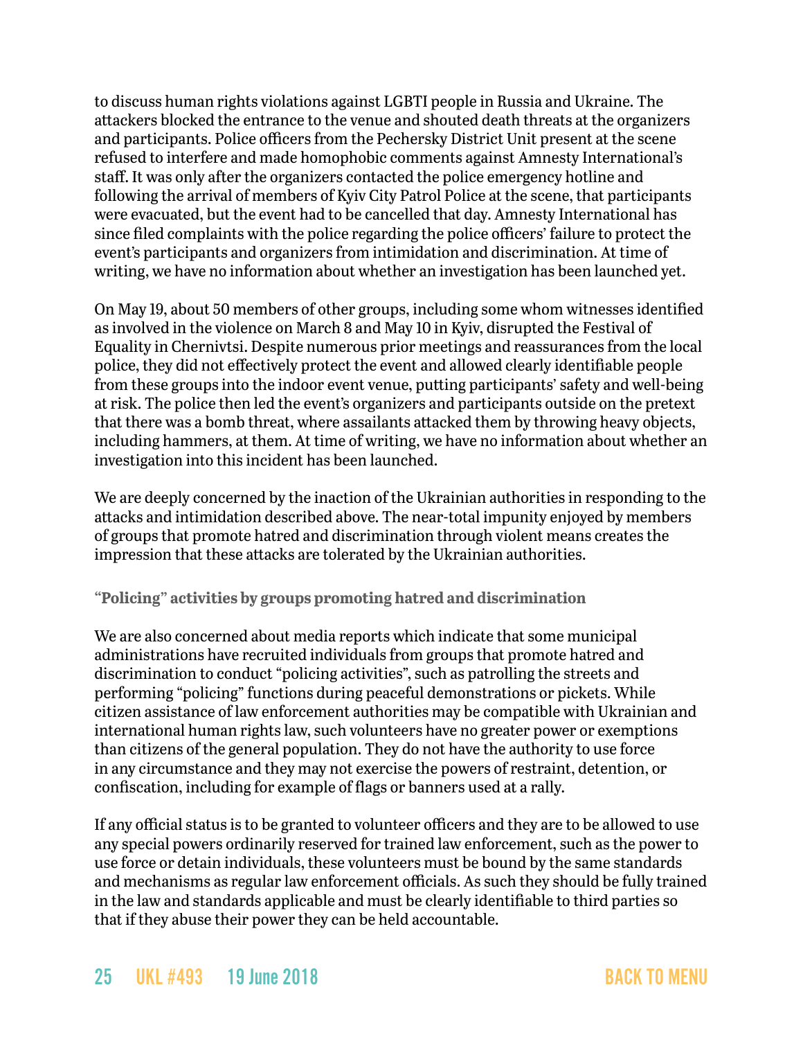to discuss human rights violations against LGBTI people in Russia and Ukraine. The attackers blocked the entrance to the venue and shouted death threats at the organizers and participants. Police officers from the Pechersky District Unit present at the scene refused to interfere and made homophobic comments against Amnesty International's staff. It was only after the organizers contacted the police emergency hotline and following the arrival of members of Kyiv City Patrol Police at the scene, that participants were evacuated, but the event had to be cancelled that day. Amnesty International has since filed complaints with the police regarding the police officers' failure to protect the event's participants and organizers from intimidation and discrimination. At time of writing, we have no information about whether an investigation has been launched yet.

On May 19, about 50 members of other groups, including some whom witnesses identified as involved in the violence on March 8 and May 10 in Kyiv, disrupted the Festival of Equality in Chernivtsi. Despite numerous prior meetings and reassurances from the local police, they did not effectively protect the event and allowed clearly identifiable people from these groups into the indoor event venue, putting participants' safety and well-being at risk. The police then led the event's organizers and participants outside on the pretext that there was a bomb threat, where assailants attacked them by throwing heavy objects, including hammers, at them. At time of writing, we have no information about whether an investigation into this incident has been launched.

We are deeply concerned by the inaction of the Ukrainian authorities in responding to the attacks and intimidation described above. The near-total impunity enjoyed by members of groups that promote hatred and discrimination through violent means creates the impression that these attacks are tolerated by the Ukrainian authorities.

### "Policing" activities by groups promoting hatred and discrimination

We are also concerned about media reports which indicate that some municipal administrations have recruited individuals from groups that promote hatred and discrimination to conduct "policing activities", such as patrolling the streets and performing "policing" functions during peaceful demonstrations or pickets. While citizen assistance of law enforcement authorities may be compatible with Ukrainian and international human rights law, such volunteers have no greater power or exemptions than citizens of the general population. They do not have the authority to use force in any circumstance and they may not exercise the powers of restraint, detention, or confiscation, including for example of flags or banners used at a rally.

If any official status is to be granted to volunteer officers and they are to be allowed to use any special powers ordinarily reserved for trained law enforcement, such as the power to use force or detain individuals, these volunteers must be bound by the same standards and mechanisms as regular law enforcement officials. As such they should be fully trained in the law and standards applicable and must be clearly identifiable to third parties so that if they abuse their power they can be held accountable.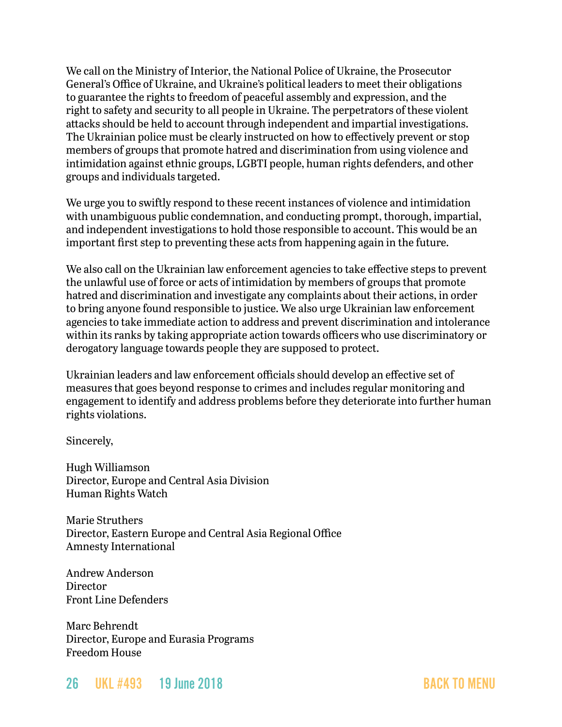We call on the Ministry of Interior, the National Police of Ukraine, the Prosecutor General's Office of Ukraine, and Ukraine's political leaders to meet their obligations to guarantee the rights to freedom of peaceful assembly and expression, and the right to safety and security to all people in Ukraine. The perpetrators of these violent attacks should be held to account through independent and impartial investigations. The Ukrainian police must be clearly instructed on how to effectively prevent or stop members of groups that promote hatred and discrimination from using violence and intimidation against ethnic groups, LGBTI people, human rights defenders, and other groups and individuals targeted.

We urge you to swiftly respond to these recent instances of violence and intimidation with unambiguous public condemnation, and conducting prompt, thorough, impartial, and independent investigations to hold those responsible to account. This would be an important first step to preventing these acts from happening again in the future.

We also call on the Ukrainian law enforcement agencies to take effective steps to prevent the unlawful use of force or acts of intimidation by members of groups that promote hatred and discrimination and investigate any complaints about their actions, in order to bring anyone found responsible to justice. We also urge Ukrainian law enforcement agencies to take immediate action to address and prevent discrimination and intolerance within its ranks by taking appropriate action towards officers who use discriminatory or derogatory language towards people they are supposed to protect.

Ukrainian leaders and law enforcement officials should develop an effective set of measures that goes beyond response to crimes and includes regular monitoring and engagement to identify and address problems before they deteriorate into further human rights violations.

Sincerely,

Hugh Williamson  
Director, Europe and Central Asia Division  
Human Rights Watch

Marie Struthers  
Director, Eastern Europe and Central Asia Regional Office  
Amnesty International

Andrew Anderson  
Director  
Front Line Defenders

Marc Behrendt  
Director, Europe and Eurasia Programs  
Freedom House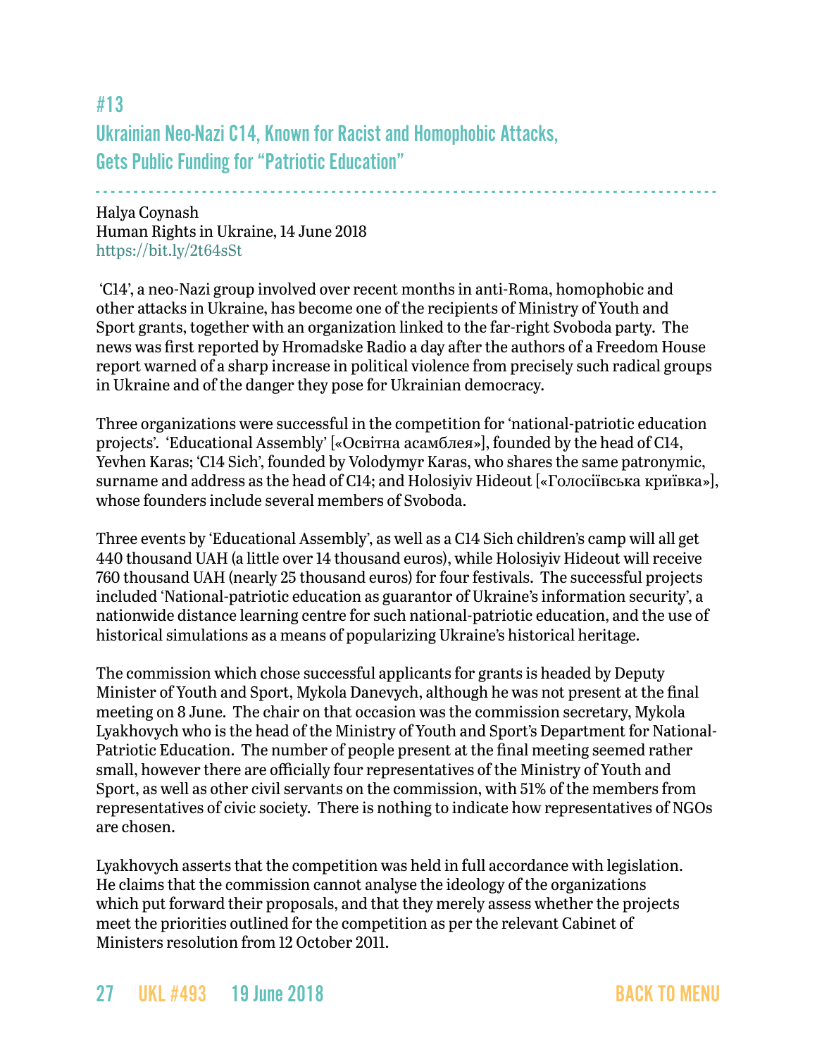## #13

## Ukrainian Neo-Nazi C14, Known for Racist and Homophobic Attacks, Gets Public Funding for "Patriotic Education"

Halya Coynash
Human Rights in Ukraine, 14 June 2018
https://bit.ly/2t64sSt

'C14', a neo-Nazi group involved over recent months in anti-Roma, homophobic and other attacks in Ukraine, has become one of the recipients of Ministry of Youth and Sport grants, together with an organization linked to the far-right Svoboda party. The news was first reported by Hromadske Radio a day after the authors of a Freedom House report warned of a sharp increase in political violence from precisely such radical groups in Ukraine and of the danger they pose for Ukrainian democracy.

Three organizations were successful in the competition for 'national-patriotic education projects'. 'Educational Assembly' [«Освітна асамблея»], founded by the head of C14, Yevhen Karas; 'C14 Sich', founded by Volodymyr Karas, who shares the same patronymic, surname and address as the head of C14; and Holosiyiv Hideout [«Голосіївська криївка»], whose founders include several members of Svoboda.

Three events by 'Educational Assembly', as well as a C14 Sich children's camp will all get 440 thousand UAH (a little over 14 thousand euros), while Holosiyiv Hideout will receive 760 thousand UAH (nearly 25 thousand euros) for four festivals. The successful projects included 'National-patriotic education as guarantor of Ukraine's information security', a nationwide distance learning centre for such national-patriotic education, and the use of historical simulations as a means of popularizing Ukraine's historical heritage.

The commission which chose successful applicants for grants is headed by Deputy Minister of Youth and Sport, Mykola Danevych, although he was not present at the final meeting on 8 June. The chair on that occasion was the commission secretary, Mykola Lyakhovych who is the head of the Ministry of Youth and Sport's Department for National-Patriotic Education. The number of people present at the final meeting seemed rather small, however there are officially four representatives of the Ministry of Youth and Sport, as well as other civil servants on the commission, with 51% of the members from representatives of civic society. There is nothing to indicate how representatives of NGOs are chosen.

Lyakhovych asserts that the competition was held in full accordance with legislation. He claims that the commission cannot analyse the ideology of the organizations which put forward their proposals, and that they merely assess whether the projects meet the priorities outlined for the competition as per the relevant Cabinet of Ministers resolution from 12 October 2011.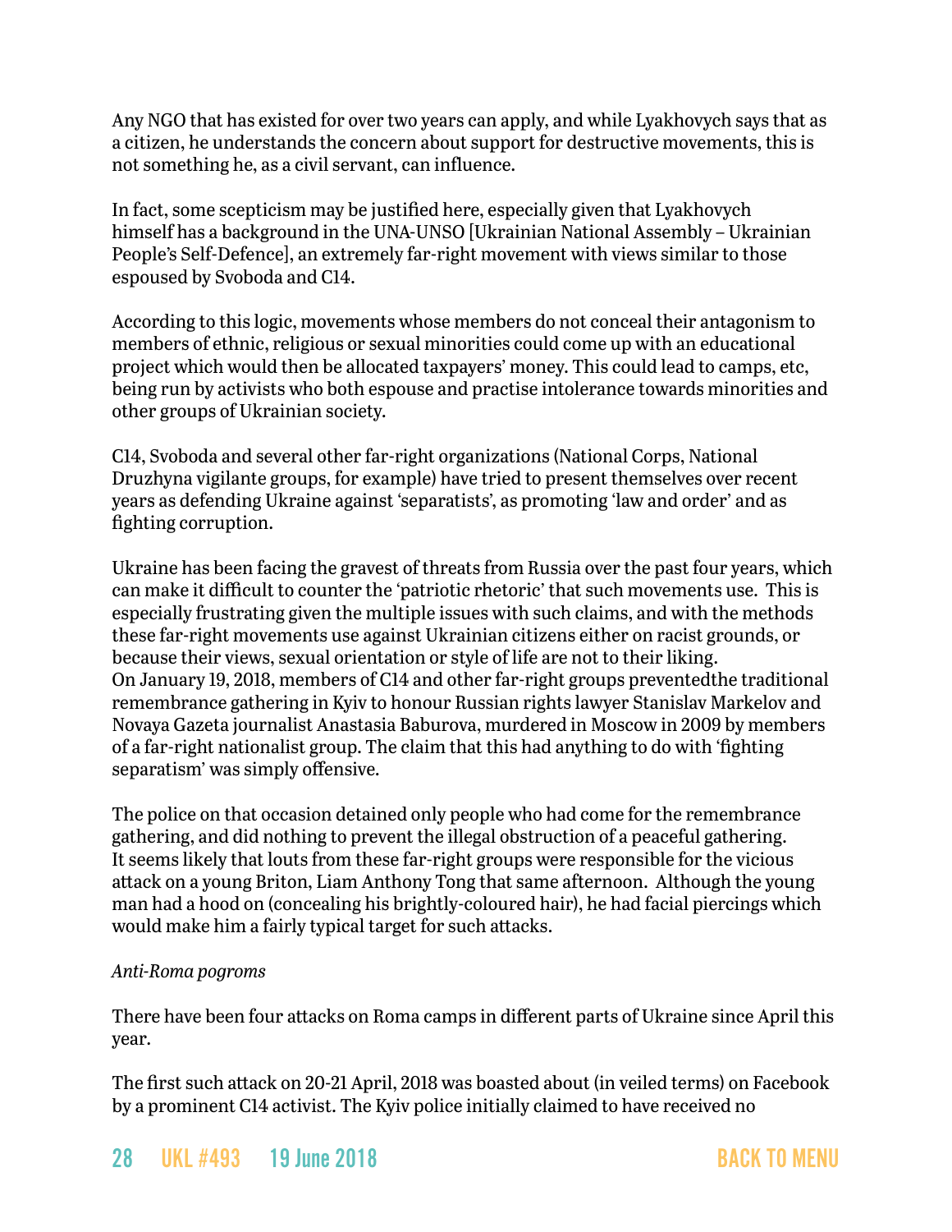Any NGO that has existed for over two years can apply, and while Lyakhovych says that as a citizen, he understands the concern about support for destructive movements, this is not something he, as a civil servant, can influence.

In fact, some scepticism may be justified here, especially given that Lyakhovych himself has a background in the UNA-UNSO [Ukrainian National Assembly – Ukrainian People's Self-Defence], an extremely far-right movement with views similar to those espoused by Svoboda and C14.

According to this logic, movements whose members do not conceal their antagonism to members of ethnic, religious or sexual minorities could come up with an educational project which would then be allocated taxpayers' money. This could lead to camps, etc, being run by activists who both espouse and practise intolerance towards minorities and other groups of Ukrainian society.

C14, Svoboda and several other far-right organizations (National Corps, National Druzhyna vigilante groups, for example) have tried to present themselves over recent years as defending Ukraine against 'separatists', as promoting 'law and order' and as fighting corruption.

Ukraine has been facing the gravest of threats from Russia over the past four years, which can make it difficult to counter the 'patriotic rhetoric' that such movements use. This is especially frustrating given the multiple issues with such claims, and with the methods these far-right movements use against Ukrainian citizens either on racist grounds, or because their views, sexual orientation or style of life are not to their liking.
On January 19, 2018, members of C14 and other far-right groups preventedthe traditional remembrance gathering in Kyiv to honour Russian rights lawyer Stanislav Markelov and Novaya Gazeta journalist Anastasia Baburova, murdered in Moscow in 2009 by members of a far-right nationalist group. The claim that this had anything to do with 'fighting separatism' was simply offensive.

The police on that occasion detained only people who had come for the remembrance gathering, and did nothing to prevent the illegal obstruction of a peaceful gathering.
It seems likely that louts from these far-right groups were responsible for the vicious attack on a young Briton, Liam Anthony Tong that same afternoon. Although the young man had a hood on (concealing his brightly-coloured hair), he had facial piercings which would make him a fairly typical target for such attacks.

*Anti-Roma pogroms*

There have been four attacks on Roma camps in different parts of Ukraine since April this year.

The first such attack on 20-21 April, 2018 was boasted about (in veiled terms) on Facebook by a prominent C14 activist. The Kyiv police initially claimed to have received no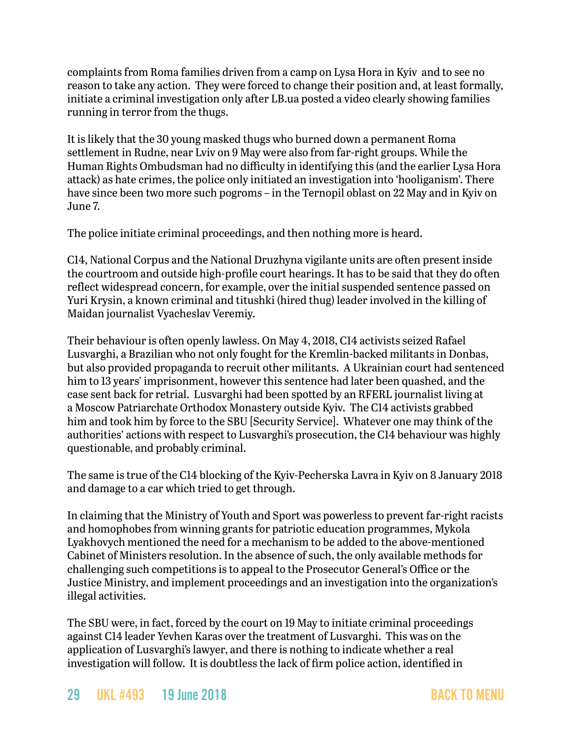complaints from Roma families driven from a camp on Lysa Hora in Kyiv and to see no reason to take any action. They were forced to change their position and, at least formally, initiate a criminal investigation only after LB.ua posted a video clearly showing families running in terror from the thugs.

It is likely that the 30 young masked thugs who burned down a permanent Roma settlement in Rudne, near Lviv on 9 May were also from far-right groups. While the Human Rights Ombudsman had no difficulty in identifying this (and the earlier Lysa Hora attack) as hate crimes, the police only initiated an investigation into 'hooliganism'. There have since been two more such pogroms – in the Ternopil oblast on 22 May and in Kyiv on June 7.

The police initiate criminal proceedings, and then nothing more is heard.

C14, National Corpus and the National Druzhyna vigilante units are often present inside the courtroom and outside high-profile court hearings. It has to be said that they do often reflect widespread concern, for example, over the initial suspended sentence passed on Yuri Krysin, a known criminal and titushki (hired thug) leader involved in the killing of Maidan journalist Vyacheslav Veremiy.

Their behaviour is often openly lawless. On May 4, 2018, C14 activists seized Rafael Lusvarghi, a Brazilian who not only fought for the Kremlin-backed militants in Donbas, but also provided propaganda to recruit other militants. A Ukrainian court had sentenced him to 13 years' imprisonment, however this sentence had later been quashed, and the case sent back for retrial. Lusvarghi had been spotted by an RFERL journalist living at a Moscow Patriarchate Orthodox Monastery outside Kyiv. The C14 activists grabbed him and took him by force to the SBU [Security Service]. Whatever one may think of the authorities' actions with respect to Lusvarghi's prosecution, the C14 behaviour was highly questionable, and probably criminal.

The same is true of the C14 blocking of the Kyiv-Pecherska Lavra in Kyiv on 8 January 2018 and damage to a car which tried to get through.

In claiming that the Ministry of Youth and Sport was powerless to prevent far-right racists and homophobes from winning grants for patriotic education programmes, Mykola Lyakhovych mentioned the need for a mechanism to be added to the above-mentioned Cabinet of Ministers resolution. In the absence of such, the only available methods for challenging such competitions is to appeal to the Prosecutor General's Office or the Justice Ministry, and implement proceedings and an investigation into the organization's illegal activities.

The SBU were, in fact, forced by the court on 19 May to initiate criminal proceedings against C14 leader Yevhen Karas over the treatment of Lusvarghi. This was on the application of Lusvarghi's lawyer, and there is nothing to indicate whether a real investigation will follow. It is doubtless the lack of firm police action, identified in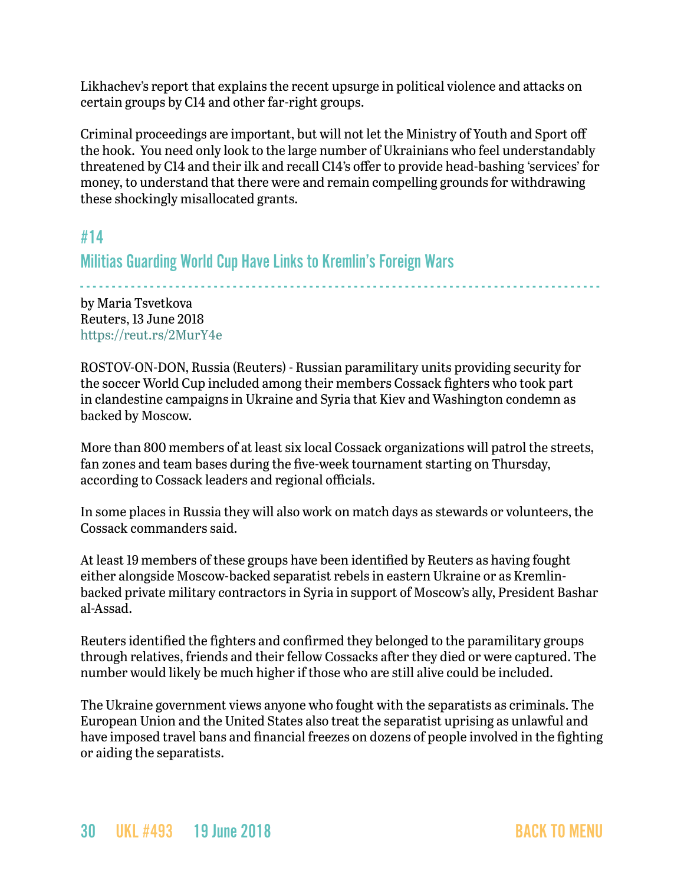Likhachev's report that explains the recent upsurge in political violence and attacks on certain groups by C14 and other far-right groups.

Criminal proceedings are important, but will not let the Ministry of Youth and Sport off the hook. You need only look to the large number of Ukrainians who feel understandably threatened by C14 and their ilk and recall C14's offer to provide head-bashing 'services' for money, to understand that there were and remain compelling grounds for withdrawing these shockingly misallocated grants.

## #14

## Militias Guarding World Cup Have Links to Kremlin's Foreign Wars

by Maria Tsvetkova
Reuters, 13 June 2018
https://reut.rs/2MurY4e

ROSTOV-ON-DON, Russia (Reuters) - Russian paramilitary units providing security for the soccer World Cup included among their members Cossack fighters who took part in clandestine campaigns in Ukraine and Syria that Kiev and Washington condemn as backed by Moscow.

More than 800 members of at least six local Cossack organizations will patrol the streets, fan zones and team bases during the five-week tournament starting on Thursday, according to Cossack leaders and regional officials.

In some places in Russia they will also work on match days as stewards or volunteers, the Cossack commanders said.

At least 19 members of these groups have been identified by Reuters as having fought either alongside Moscow-backed separatist rebels in eastern Ukraine or as Kremlin-backed private military contractors in Syria in support of Moscow's ally, President Bashar al-Assad.

Reuters identified the fighters and confirmed they belonged to the paramilitary groups through relatives, friends and their fellow Cossacks after they died or were captured. The number would likely be much higher if those who are still alive could be included.

The Ukraine government views anyone who fought with the separatists as criminals. The European Union and the United States also treat the separatist uprising as unlawful and have imposed travel bans and financial freezes on dozens of people involved in the fighting or aiding the separatists.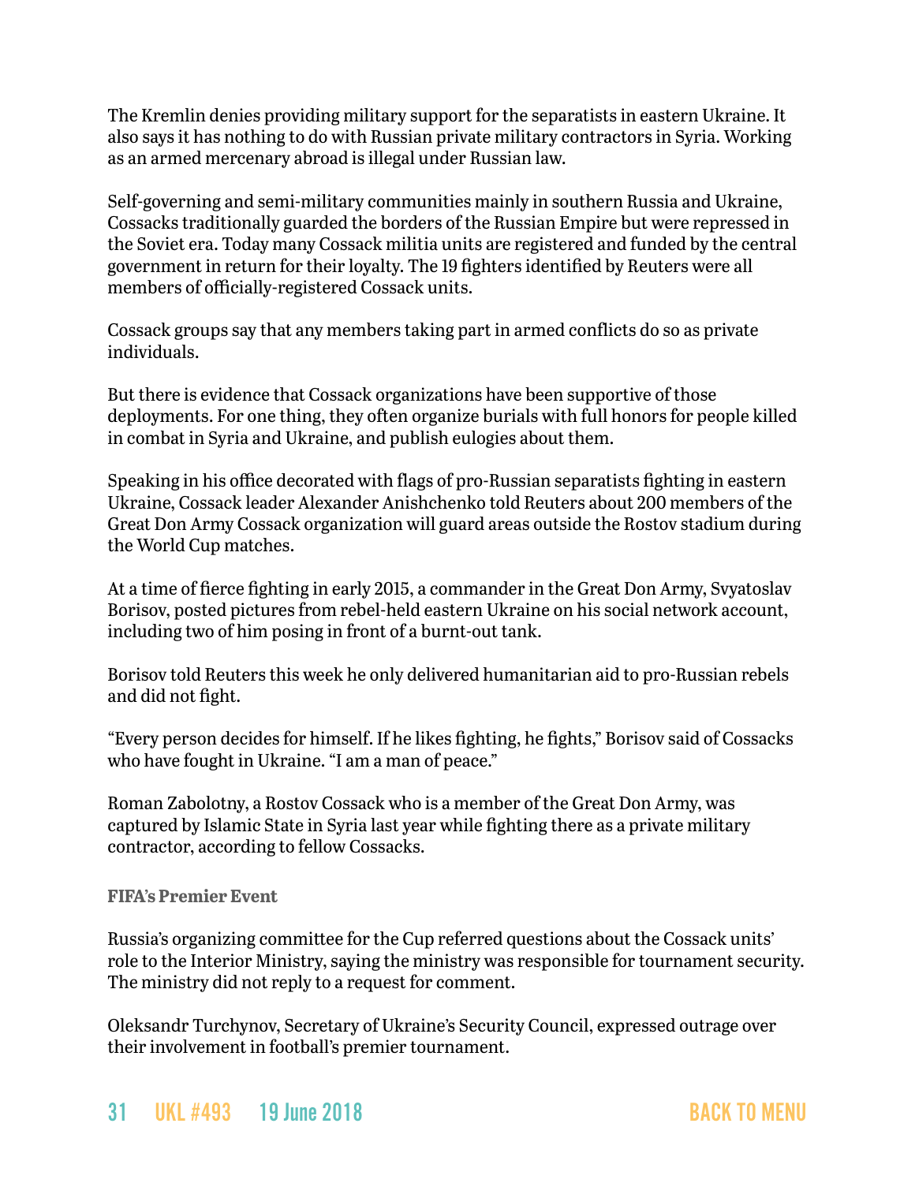The Kremlin denies providing military support for the separatists in eastern Ukraine. It also says it has nothing to do with Russian private military contractors in Syria. Working as an armed mercenary abroad is illegal under Russian law.

Self-governing and semi-military communities mainly in southern Russia and Ukraine, Cossacks traditionally guarded the borders of the Russian Empire but were repressed in the Soviet era. Today many Cossack militia units are registered and funded by the central government in return for their loyalty. The 19 fighters identified by Reuters were all members of officially-registered Cossack units.

Cossack groups say that any members taking part in armed conflicts do so as private individuals.

But there is evidence that Cossack organizations have been supportive of those deployments. For one thing, they often organize burials with full honors for people killed in combat in Syria and Ukraine, and publish eulogies about them.

Speaking in his office decorated with flags of pro-Russian separatists fighting in eastern Ukraine, Cossack leader Alexander Anishchenko told Reuters about 200 members of the Great Don Army Cossack organization will guard areas outside the Rostov stadium during the World Cup matches.

At a time of fierce fighting in early 2015, a commander in the Great Don Army, Svyatoslav Borisov, posted pictures from rebel-held eastern Ukraine on his social network account, including two of him posing in front of a burnt-out tank.

Borisov told Reuters this week he only delivered humanitarian aid to pro-Russian rebels and did not fight.

"Every person decides for himself. If he likes fighting, he fights," Borisov said of Cossacks who have fought in Ukraine. "I am a man of peace."

Roman Zabolotny, a Rostov Cossack who is a member of the Great Don Army, was captured by Islamic State in Syria last year while fighting there as a private military contractor, according to fellow Cossacks.

**FIFA's Premier Event**

Russia's organizing committee for the Cup referred questions about the Cossack units' role to the Interior Ministry, saying the ministry was responsible for tournament security. The ministry did not reply to a request for comment.

Oleksandr Turchynov, Secretary of Ukraine's Security Council, expressed outrage over their involvement in football's premier tournament.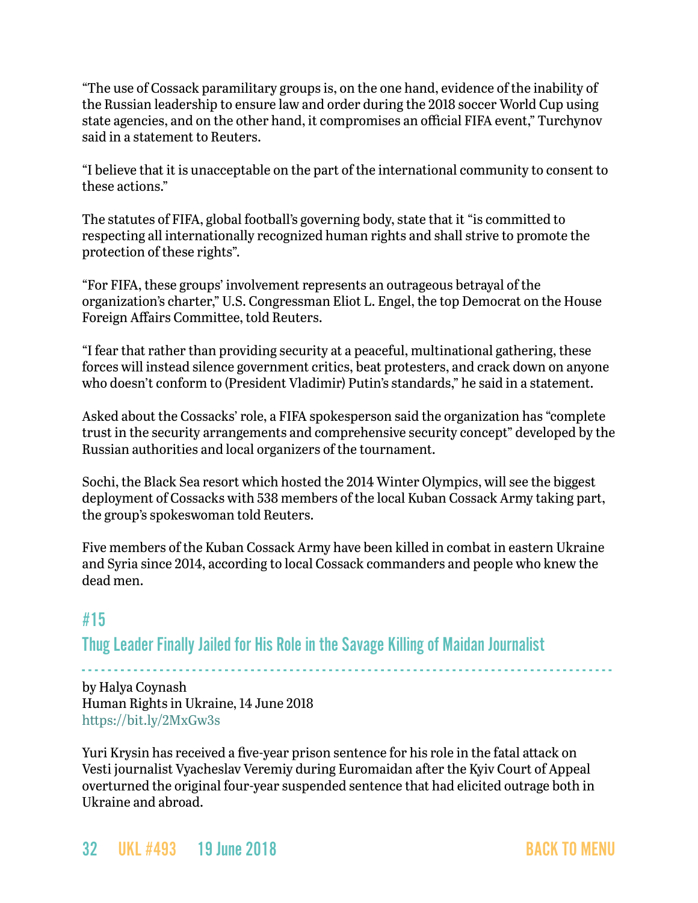"The use of Cossack paramilitary groups is, on the one hand, evidence of the inability of the Russian leadership to ensure law and order during the 2018 soccer World Cup using state agencies, and on the other hand, it compromises an official FIFA event," Turchynov said in a statement to Reuters.

"I believe that it is unacceptable on the part of the international community to consent to these actions."

The statutes of FIFA, global football's governing body, state that it "is committed to respecting all internationally recognized human rights and shall strive to promote the protection of these rights".

"For FIFA, these groups' involvement represents an outrageous betrayal of the organization's charter," U.S. Congressman Eliot L. Engel, the top Democrat on the House Foreign Affairs Committee, told Reuters.

"I fear that rather than providing security at a peaceful, multinational gathering, these forces will instead silence government critics, beat protesters, and crack down on anyone who doesn't conform to (President Vladimir) Putin's standards," he said in a statement.

Asked about the Cossacks' role, a FIFA spokesperson said the organization has "complete trust in the security arrangements and comprehensive security concept" developed by the Russian authorities and local organizers of the tournament.

Sochi, the Black Sea resort which hosted the 2014 Winter Olympics, will see the biggest deployment of Cossacks with 538 members of the local Kuban Cossack Army taking part, the group's spokeswoman told Reuters.

Five members of the Kuban Cossack Army have been killed in combat in eastern Ukraine and Syria since 2014, according to local Cossack commanders and people who knew the dead men.

## #15

## Thug Leader Finally Jailed for His Role in the Savage Killing of Maidan Journalist

by Halya Coynash
Human Rights in Ukraine, 14 June 2018
https://bit.ly/2MxGw3s

Yuri Krysin has received a five-year prison sentence for his role in the fatal attack on Vesti journalist Vyacheslav Veremiy during Euromaidan after the Kyiv Court of Appeal overturned the original four-year suspended sentence that had elicited outrage both in Ukraine and abroad.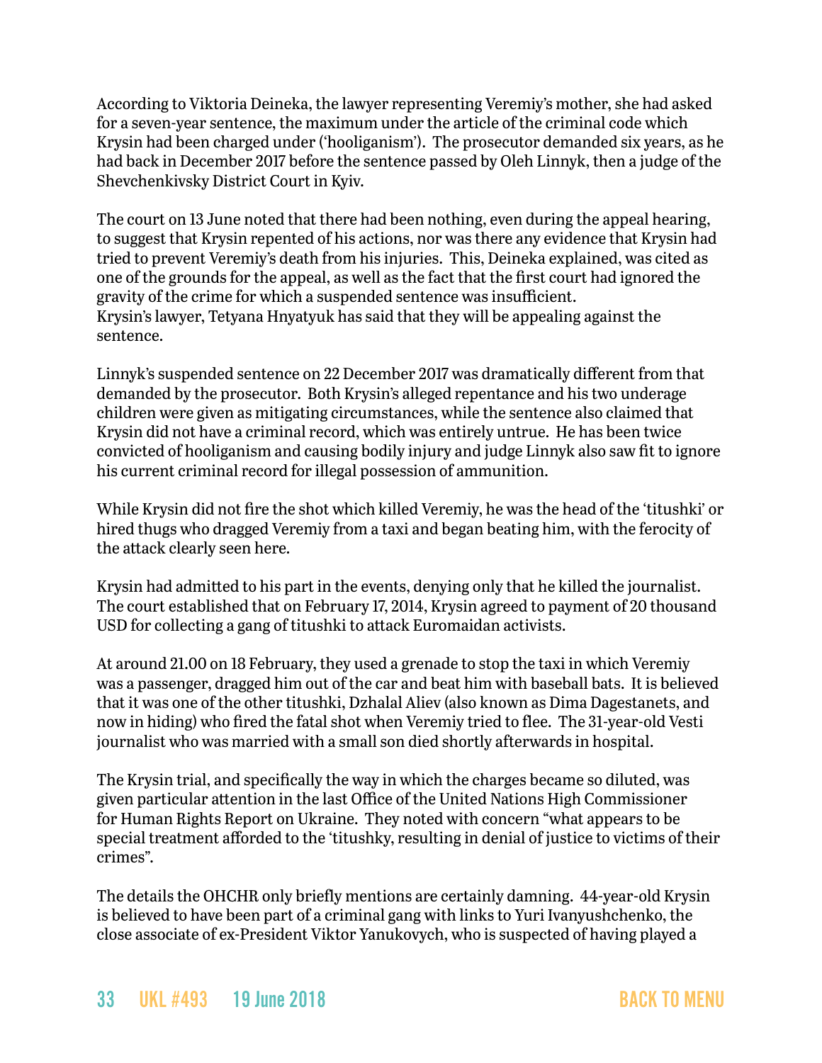According to Viktoria Deineka, the lawyer representing Veremiy's mother, she had asked for a seven-year sentence, the maximum under the article of the criminal code which Krysin had been charged under ('hooliganism'). The prosecutor demanded six years, as he had back in December 2017 before the sentence passed by Oleh Linnyk, then a judge of the Shevchenkivsky District Court in Kyiv.

The court on 13 June noted that there had been nothing, even during the appeal hearing, to suggest that Krysin repented of his actions, nor was there any evidence that Krysin had tried to prevent Veremiy's death from his injuries. This, Deineka explained, was cited as one of the grounds for the appeal, as well as the fact that the first court had ignored the gravity of the crime for which a suspended sentence was insufficient.
Krysin's lawyer, Tetyana Hnyatyuk has said that they will be appealing against the sentence.

Linnyk's suspended sentence on 22 December 2017 was dramatically different from that demanded by the prosecutor. Both Krysin's alleged repentance and his two underage children were given as mitigating circumstances, while the sentence also claimed that Krysin did not have a criminal record, which was entirely untrue. He has been twice convicted of hooliganism and causing bodily injury and judge Linnyk also saw fit to ignore his current criminal record for illegal possession of ammunition.

While Krysin did not fire the shot which killed Veremiy, he was the head of the 'titushki' or hired thugs who dragged Veremiy from a taxi and began beating him, with the ferocity of the attack clearly seen here.

Krysin had admitted to his part in the events, denying only that he killed the journalist. The court established that on February 17, 2014, Krysin agreed to payment of 20 thousand USD for collecting a gang of titushki to attack Euromaidan activists.

At around 21.00 on 18 February, they used a grenade to stop the taxi in which Veremiy was a passenger, dragged him out of the car and beat him with baseball bats. It is believed that it was one of the other titushki, Dzhalal Aliev (also known as Dima Dagestanets, and now in hiding) who fired the fatal shot when Veremiy tried to flee. The 31-year-old Vesti journalist who was married with a small son died shortly afterwards in hospital.

The Krysin trial, and specifically the way in which the charges became so diluted, was given particular attention in the last Office of the United Nations High Commissioner for Human Rights Report on Ukraine. They noted with concern "what appears to be special treatment afforded to the 'titushky, resulting in denial of justice to victims of their crimes".

The details the OHCHR only briefly mentions are certainly damning. 44-year-old Krysin is believed to have been part of a criminal gang with links to Yuri Ivanyushchenko, the close associate of ex-President Viktor Yanukovych, who is suspected of having played a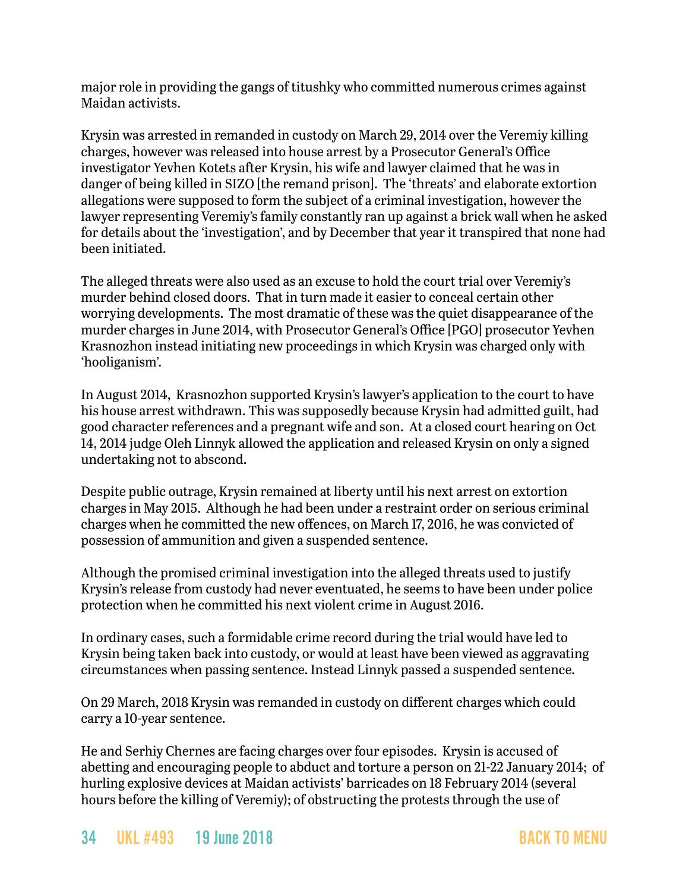major role in providing the gangs of titushky who committed numerous crimes against Maidan activists.

Krysin was arrested in remanded in custody on March 29, 2014 over the Veremiy killing charges, however was released into house arrest by a Prosecutor General's Office investigator Yevhen Kotets after Krysin, his wife and lawyer claimed that he was in danger of being killed in SIZO [the remand prison]. The 'threats' and elaborate extortion allegations were supposed to form the subject of a criminal investigation, however the lawyer representing Veremiy's family constantly ran up against a brick wall when he asked for details about the 'investigation', and by December that year it transpired that none had been initiated.

The alleged threats were also used as an excuse to hold the court trial over Veremiy's murder behind closed doors. That in turn made it easier to conceal certain other worrying developments. The most dramatic of these was the quiet disappearance of the murder charges in June 2014, with Prosecutor General's Office [PGO] prosecutor Yevhen Krasnozhon instead initiating new proceedings in which Krysin was charged only with 'hooliganism'.

In August 2014, Krasnozhon supported Krysin's lawyer's application to the court to have his house arrest withdrawn. This was supposedly because Krysin had admitted guilt, had good character references and a pregnant wife and son. At a closed court hearing on Oct 14, 2014 judge Oleh Linnyk allowed the application and released Krysin on only a signed undertaking not to abscond.

Despite public outrage, Krysin remained at liberty until his next arrest on extortion charges in May 2015. Although he had been under a restraint order on serious criminal charges when he committed the new offences, on March 17, 2016, he was convicted of possession of ammunition and given a suspended sentence.

Although the promised criminal investigation into the alleged threats used to justify Krysin's release from custody had never eventuated, he seems to have been under police protection when he committed his next violent crime in August 2016.

In ordinary cases, such a formidable crime record during the trial would have led to Krysin being taken back into custody, or would at least have been viewed as aggravating circumstances when passing sentence. Instead Linnyk passed a suspended sentence.

On 29 March, 2018 Krysin was remanded in custody on different charges which could carry a 10-year sentence.

He and Serhiy Chernes are facing charges over four episodes. Krysin is accused of abetting and encouraging people to abduct and torture a person on 21-22 January 2014; of hurling explosive devices at Maidan activists' barricades on 18 February 2014 (several hours before the killing of Veremiy); of obstructing the protests through the use of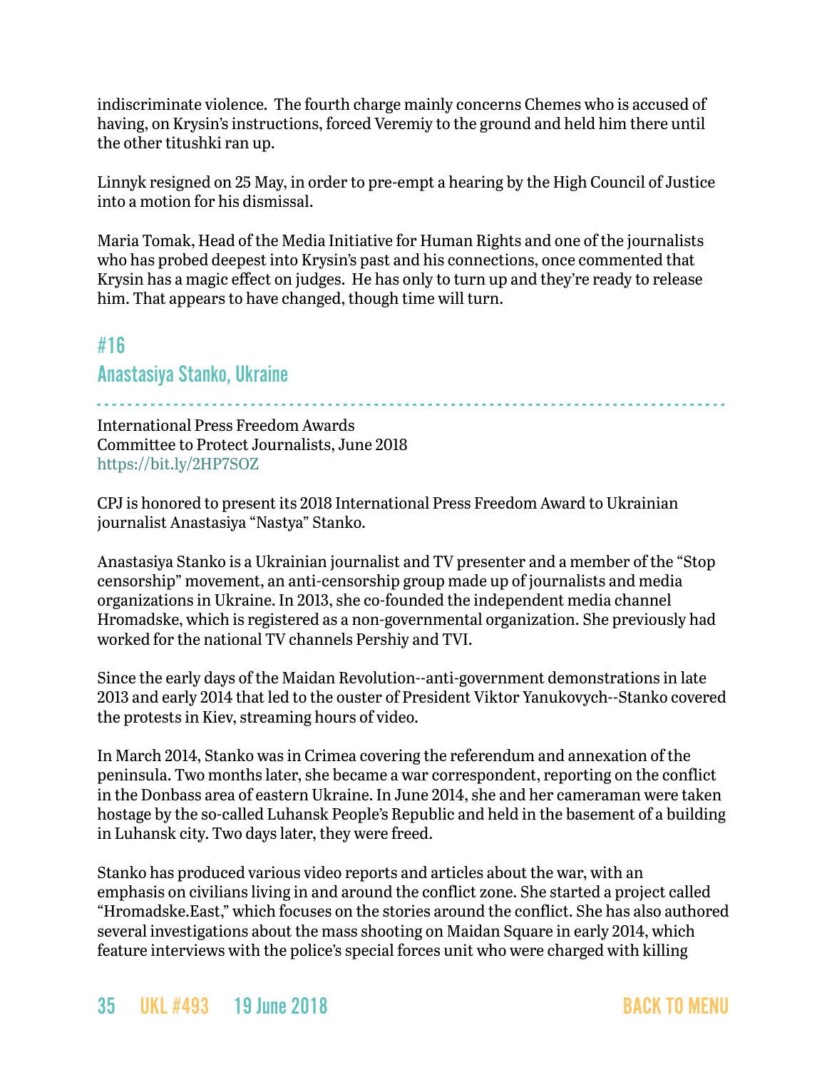indiscriminate violence. The fourth charge mainly concerns Chemes who is accused of having, on Krysin's instructions, forced Veremiy to the ground and held him there until the other titushki ran up.

Linnyk resigned on 25 May, in order to pre-empt a hearing by the High Council of Justice into a motion for his dismissal.

Maria Tomak, Head of the Media Initiative for Human Rights and one of the journalists who has probed deepest into Krysin's past and his connections, once commented that Krysin has a magic effect on judges. He has only to turn up and they're ready to release him. That appears to have changed, though time will turn.

## #16

## Anastasiya Stanko, Ukraine

International Press Freedom Awards
Committee to Protect Journalists, June 2018
https://bit.ly/2HP7SOZ

CPJ is honored to present its 2018 International Press Freedom Award to Ukrainian journalist Anastasiya "Nastya" Stanko.

Anastasiya Stanko is a Ukrainian journalist and TV presenter and a member of the "Stop censorship" movement, an anti-censorship group made up of journalists and media organizations in Ukraine. In 2013, she co-founded the independent media channel Hromadske, which is registered as a non-governmental organization. She previously had worked for the national TV channels Pershiy and TVI.

Since the early days of the Maidan Revolution--anti-government demonstrations in late 2013 and early 2014 that led to the ouster of President Viktor Yanukovych--Stanko covered the protests in Kiev, streaming hours of video.

In March 2014, Stanko was in Crimea covering the referendum and annexation of the peninsula. Two months later, she became a war correspondent, reporting on the conflict in the Donbass area of eastern Ukraine. In June 2014, she and her cameraman were taken hostage by the so-called Luhansk People's Republic and held in the basement of a building in Luhansk city. Two days later, they were freed.

Stanko has produced various video reports and articles about the war, with an emphasis on civilians living in and around the conflict zone. She started a project called "Hromadske.East," which focuses on the stories around the conflict. She has also authored several investigations about the mass shooting on Maidan Square in early 2014, which feature interviews with the police's special forces unit who were charged with killing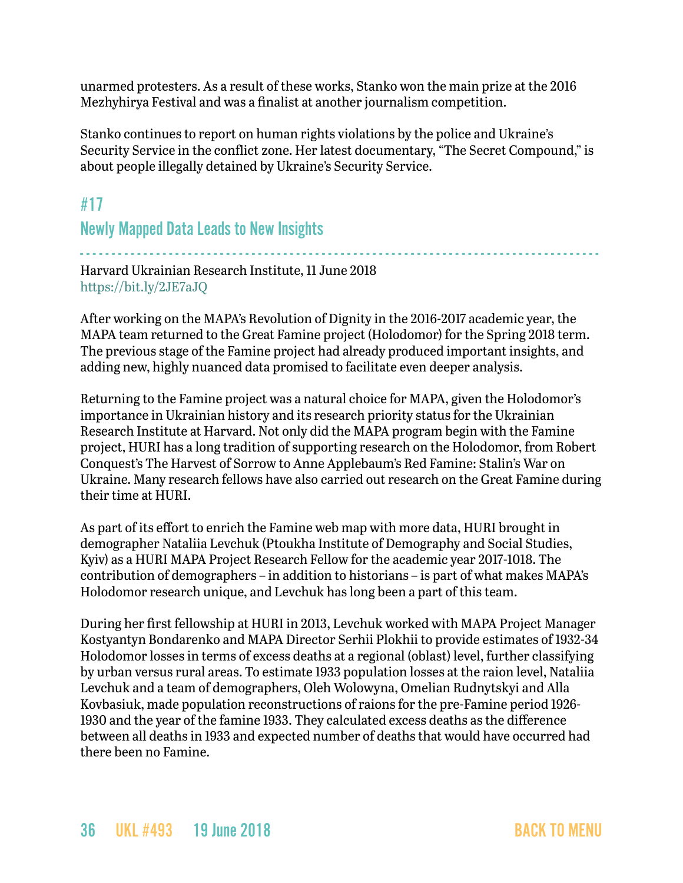unarmed protesters. As a result of these works, Stanko won the main prize at the 2016 Mezhyhirya Festival and was a finalist at another journalism competition.

Stanko continues to report on human rights violations by the police and Ukraine's Security Service in the conflict zone. Her latest documentary, "The Secret Compound," is about people illegally detained by Ukraine's Security Service.

## #17

## Newly Mapped Data Leads to New Insights

Harvard Ukrainian Research Institute, 11 June 2018
https://bit.ly/2JE7aJQ

After working on the MAPA's Revolution of Dignity in the 2016-2017 academic year, the MAPA team returned to the Great Famine project (Holodomor) for the Spring 2018 term. The previous stage of the Famine project had already produced important insights, and adding new, highly nuanced data promised to facilitate even deeper analysis.

Returning to the Famine project was a natural choice for MAPA, given the Holodomor's importance in Ukrainian history and its research priority status for the Ukrainian Research Institute at Harvard. Not only did the MAPA program begin with the Famine project, HURI has a long tradition of supporting research on the Holodomor, from Robert Conquest's The Harvest of Sorrow to Anne Applebaum's Red Famine: Stalin's War on Ukraine. Many research fellows have also carried out research on the Great Famine during their time at HURI.

As part of its effort to enrich the Famine web map with more data, HURI brought in demographer Nataliia Levchuk (Ptoukha Institute of Demography and Social Studies, Kyiv) as a HURI MAPA Project Research Fellow for the academic year 2017-1018. The contribution of demographers – in addition to historians – is part of what makes MAPA's Holodomor research unique, and Levchuk has long been a part of this team.

During her first fellowship at HURI in 2013, Levchuk worked with MAPA Project Manager Kostyantyn Bondarenko and MAPA Director Serhii Plokhii to provide estimates of 1932-34 Holodomor losses in terms of excess deaths at a regional (oblast) level, further classifying by urban versus rural areas. To estimate 1933 population losses at the raion level, Nataliia Levchuk and a team of demographers, Oleh Wolowyna, Omelian Rudnytskyi and Alla Kovbasiuk, made population reconstructions of raions for the pre-Famine period 1926-1930 and the year of the famine 1933. They calculated excess deaths as the difference between all deaths in 1933 and expected number of deaths that would have occurred had there been no Famine.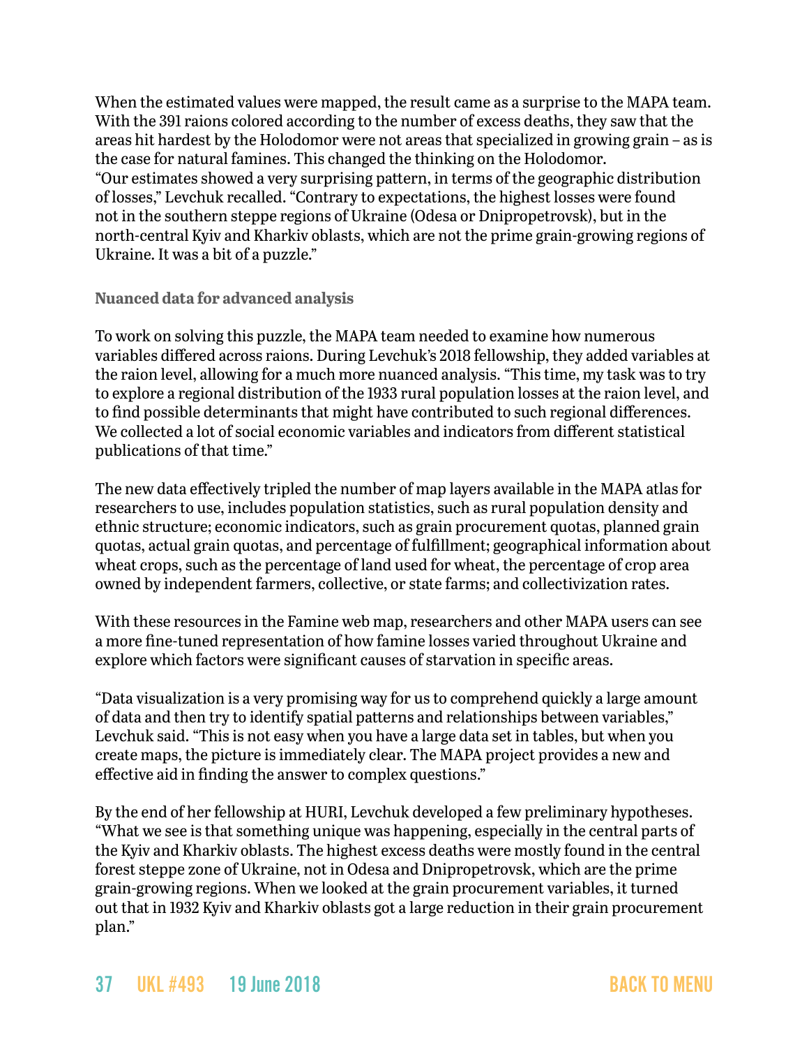When the estimated values were mapped, the result came as a surprise to the MAPA team. With the 391 raions colored according to the number of excess deaths, they saw that the areas hit hardest by the Holodomor were not areas that specialized in growing grain – as is the case for natural famines. This changed the thinking on the Holodomor.
"Our estimates showed a very surprising pattern, in terms of the geographic distribution of losses," Levchuk recalled. "Contrary to expectations, the highest losses were found not in the southern steppe regions of Ukraine (Odesa or Dnipropetrovsk), but in the north-central Kyiv and Kharkiv oblasts, which are not the prime grain-growing regions of Ukraine. It was a bit of a puzzle."

**Nuanced data for advanced analysis**

To work on solving this puzzle, the MAPA team needed to examine how numerous variables differed across raions. During Levchuk's 2018 fellowship, they added variables at the raion level, allowing for a much more nuanced analysis. "This time, my task was to try to explore a regional distribution of the 1933 rural population losses at the raion level, and to find possible determinants that might have contributed to such regional differences. We collected a lot of social economic variables and indicators from different statistical publications of that time."

The new data effectively tripled the number of map layers available in the MAPA atlas for researchers to use, includes population statistics, such as rural population density and ethnic structure; economic indicators, such as grain procurement quotas, planned grain quotas, actual grain quotas, and percentage of fulfillment; geographical information about wheat crops, such as the percentage of land used for wheat, the percentage of crop area owned by independent farmers, collective, or state farms; and collectivization rates.

With these resources in the Famine web map, researchers and other MAPA users can see a more fine-tuned representation of how famine losses varied throughout Ukraine and explore which factors were significant causes of starvation in specific areas.

"Data visualization is a very promising way for us to comprehend quickly a large amount of data and then try to identify spatial patterns and relationships between variables," Levchuk said. "This is not easy when you have a large data set in tables, but when you create maps, the picture is immediately clear. The MAPA project provides a new and effective aid in finding the answer to complex questions."

By the end of her fellowship at HURI, Levchuk developed a few preliminary hypotheses. "What we see is that something unique was happening, especially in the central parts of the Kyiv and Kharkiv oblasts. The highest excess deaths were mostly found in the central forest steppe zone of Ukraine, not in Odesa and Dnipropetrovsk, which are the prime grain-growing regions. When we looked at the grain procurement variables, it turned out that in 1932 Kyiv and Kharkiv oblasts got a large reduction in their grain procurement plan."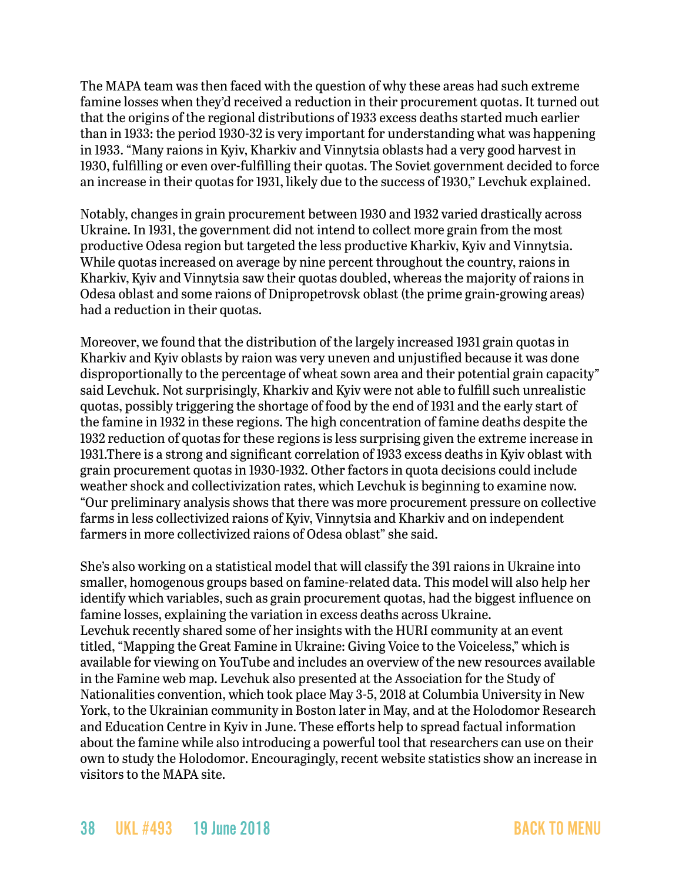The MAPA team was then faced with the question of why these areas had such extreme famine losses when they'd received a reduction in their procurement quotas. It turned out that the origins of the regional distributions of 1933 excess deaths started much earlier than in 1933: the period 1930-32 is very important for understanding what was happening in 1933. "Many raions in Kyiv, Kharkiv and Vinnytsia oblasts had a very good harvest in 1930, fulfilling or even over-fulfilling their quotas. The Soviet government decided to force an increase in their quotas for 1931, likely due to the success of 1930," Levchuk explained.

Notably, changes in grain procurement between 1930 and 1932 varied drastically across Ukraine. In 1931, the government did not intend to collect more grain from the most productive Odesa region but targeted the less productive Kharkiv, Kyiv and Vinnytsia. While quotas increased on average by nine percent throughout the country, raions in Kharkiv, Kyiv and Vinnytsia saw their quotas doubled, whereas the majority of raions in Odesa oblast and some raions of Dnipropetrovsk oblast (the prime grain-growing areas) had a reduction in their quotas.

Moreover, we found that the distribution of the largely increased 1931 grain quotas in Kharkiv and Kyiv oblasts by raion was very uneven and unjustified because it was done disproportionally to the percentage of wheat sown area and their potential grain capacity" said Levchuk. Not surprisingly, Kharkiv and Kyiv were not able to fulfill such unrealistic quotas, possibly triggering the shortage of food by the end of 1931 and the early start of the famine in 1932 in these regions. The high concentration of famine deaths despite the 1932 reduction of quotas for these regions is less surprising given the extreme increase in 1931.There is a strong and significant correlation of 1933 excess deaths in Kyiv oblast with grain procurement quotas in 1930-1932. Other factors in quota decisions could include weather shock and collectivization rates, which Levchuk is beginning to examine now. "Our preliminary analysis shows that there was more procurement pressure on collective farms in less collectivized raions of Kyiv, Vinnytsia and Kharkiv and on independent farmers in more collectivized raions of Odesa oblast" she said.

She's also working on a statistical model that will classify the 391 raions in Ukraine into smaller, homogenous groups based on famine-related data. This model will also help her identify which variables, such as grain procurement quotas, had the biggest influence on famine losses, explaining the variation in excess deaths across Ukraine.
Levchuk recently shared some of her insights with the HURI community at an event titled, "Mapping the Great Famine in Ukraine: Giving Voice to the Voiceless," which is available for viewing on YouTube and includes an overview of the new resources available in the Famine web map. Levchuk also presented at the Association for the Study of Nationalities convention, which took place May 3-5, 2018 at Columbia University in New York, to the Ukrainian community in Boston later in May, and at the Holodomor Research and Education Centre in Kyiv in June. These efforts help to spread factual information about the famine while also introducing a powerful tool that researchers can use on their own to study the Holodomor. Encouragingly, recent website statistics show an increase in visitors to the MAPA site.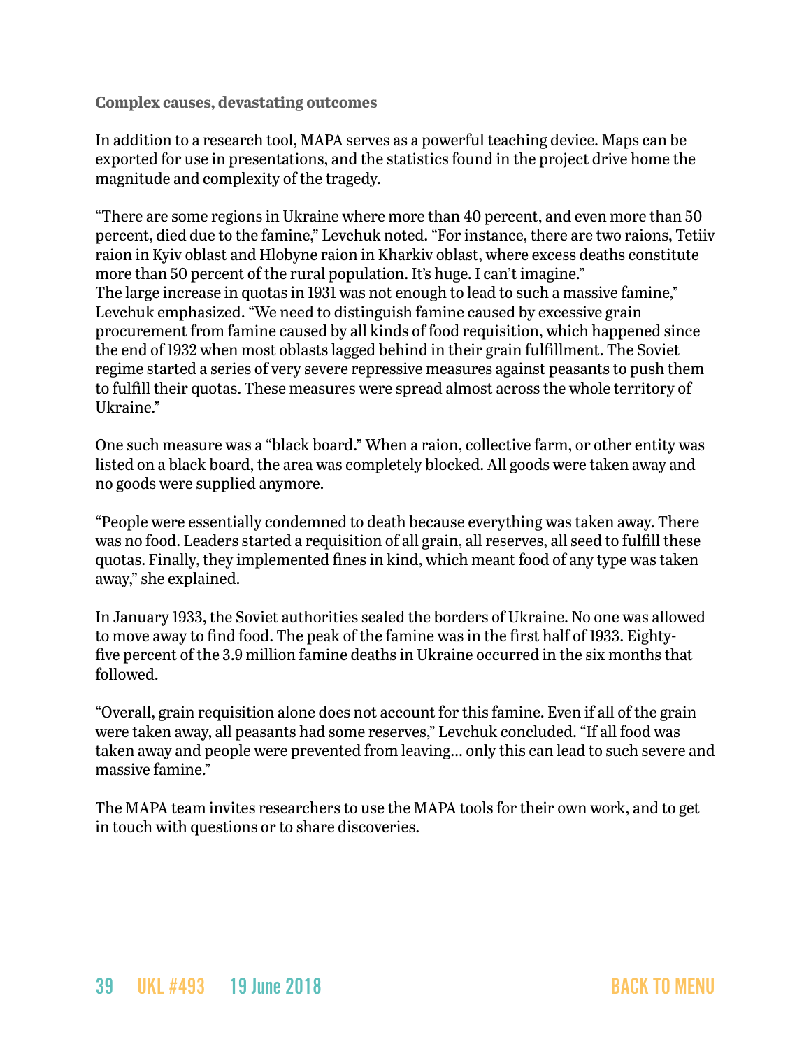**Complex causes, devastating outcomes**

In addition to a research tool, MAPA serves as a powerful teaching device. Maps can be exported for use in presentations, and the statistics found in the project drive home the magnitude and complexity of the tragedy.

"There are some regions in Ukraine where more than 40 percent, and even more than 50 percent, died due to the famine," Levchuk noted. "For instance, there are two raions, Tetiiv raion in Kyiv oblast and Hlobyne raion in Kharkiv oblast, where excess deaths constitute more than 50 percent of the rural population. It's huge. I can't imagine."
The large increase in quotas in 1931 was not enough to lead to such a massive famine," Levchuk emphasized. "We need to distinguish famine caused by excessive grain procurement from famine caused by all kinds of food requisition, which happened since the end of 1932 when most oblasts lagged behind in their grain fulfillment. The Soviet regime started a series of very severe repressive measures against peasants to push them to fulfill their quotas. These measures were spread almost across the whole territory of Ukraine."

One such measure was a "black board." When a raion, collective farm, or other entity was listed on a black board, the area was completely blocked. All goods were taken away and no goods were supplied anymore.

"People were essentially condemned to death because everything was taken away. There was no food. Leaders started a requisition of all grain, all reserves, all seed to fulfill these quotas. Finally, they implemented fines in kind, which meant food of any type was taken away," she explained.

In January 1933, the Soviet authorities sealed the borders of Ukraine. No one was allowed to move away to find food. The peak of the famine was in the first half of 1933. Eighty-five percent of the 3.9 million famine deaths in Ukraine occurred in the six months that followed.

"Overall, grain requisition alone does not account for this famine. Even if all of the grain were taken away, all peasants had some reserves," Levchuk concluded. "If all food was taken away and people were prevented from leaving... only this can lead to such severe and massive famine."

The MAPA team invites researchers to use the MAPA tools for their own work, and to get in touch with questions or to share discoveries.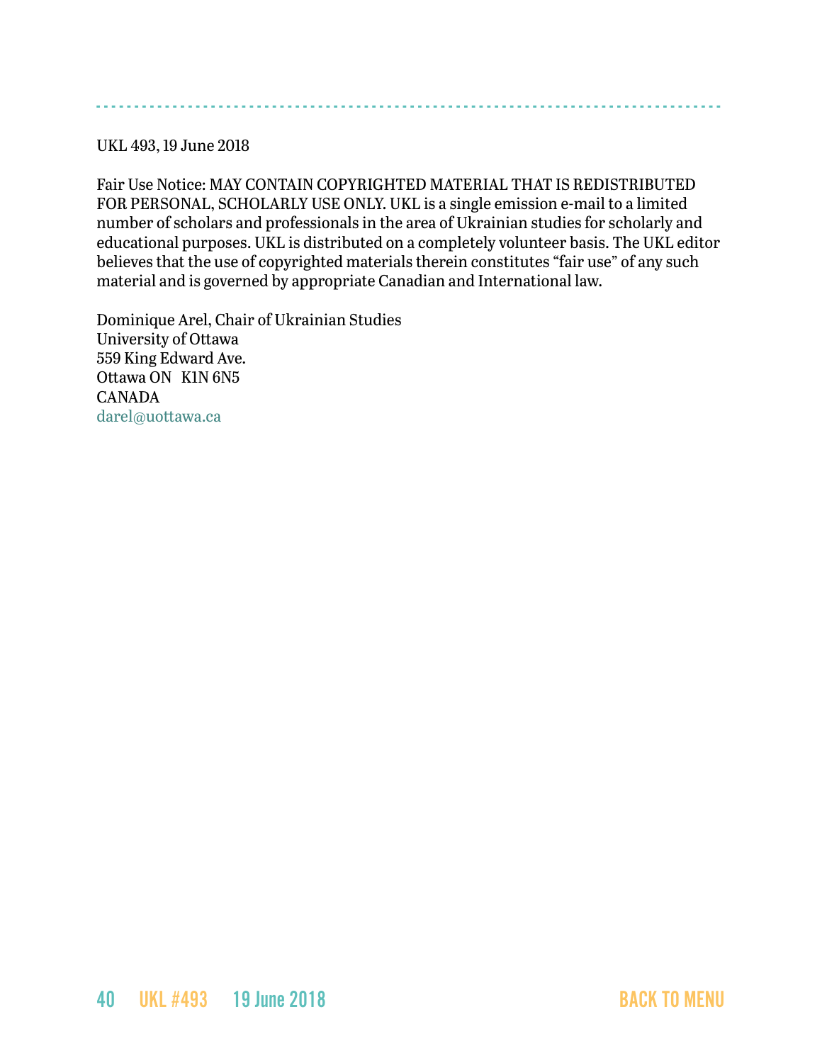UKL 493, 19 June 2018

Fair Use Notice: MAY CONTAIN COPYRIGHTED MATERIAL THAT IS REDISTRIBUTED FOR PERSONAL, SCHOLARLY USE ONLY. UKL is a single emission e-mail to a limited number of scholars and professionals in the area of Ukrainian studies for scholarly and educational purposes. UKL is distributed on a completely volunteer basis. The UKL editor believes that the use of copyrighted materials therein constitutes “fair use” of any such material and is governed by appropriate Canadian and International law.

Dominique Arel, Chair of Ukrainian Studies
University of Ottawa
559 King Edward Ave.
Ottawa ON K1N 6N5
CANADA
darel@uottawa.ca